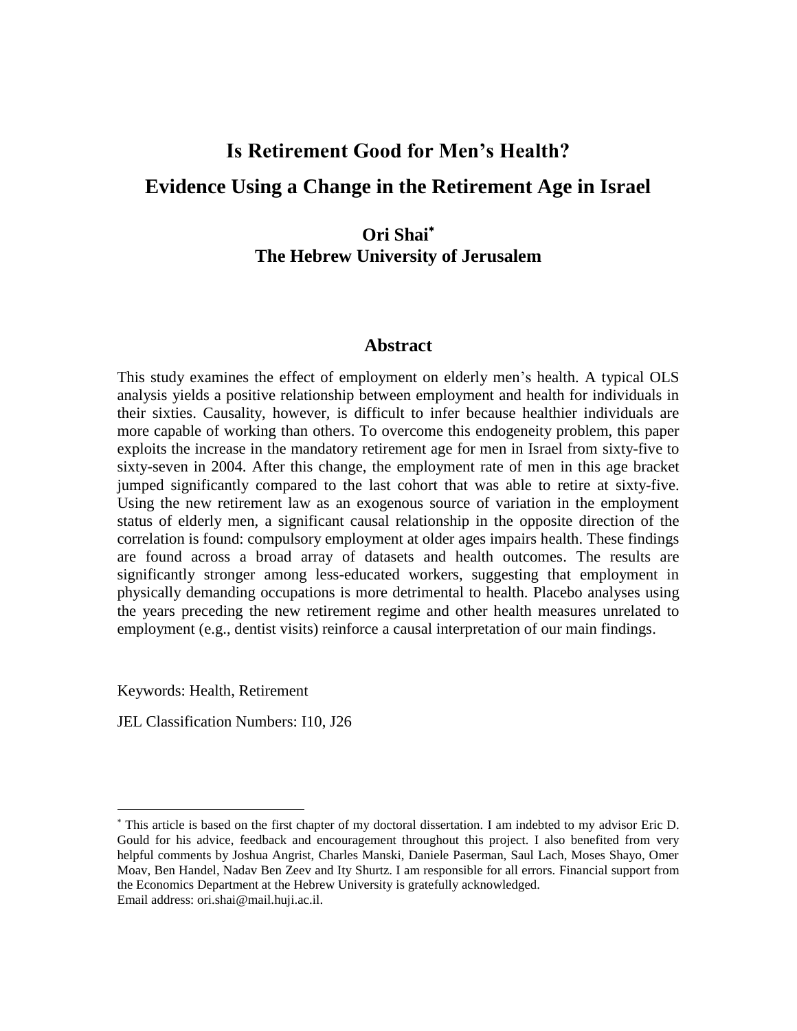# Is Retirement Good for Men's Health?

# Evidence Using a Change in the Retirement Age in Israel

**Ori Shai**[*]

**The Hebrew University of Jerusalem**

## Abstract

This study examines the effect of employment on elderly men's health. A typical OLS analysis yields a positive relationship between employment and health for individuals in their sixties. Causality, however, is difficult to infer because healthier individuals are more capable of working than others. To overcome this endogeneity problem, this paper exploits the increase in the mandatory retirement age for men in Israel from sixty-five to sixty-seven in 2004. After this change, the employment rate of men in this age bracket jumped significantly compared to the last cohort that was able to retire at sixty-five. Using the new retirement law as an exogenous source of variation in the employment status of elderly men, a significant causal relationship in the opposite direction of the correlation is found: compulsory employment at older ages impairs health. These findings are found across a broad array of datasets and health outcomes. The results are significantly stronger among less-educated workers, suggesting that employment in physically demanding occupations is more detrimental to health. Placebo analyses using the years preceding the new retirement regime and other health measures unrelated to employment (e.g., dentist visits) reinforce a causal interpretation of our main findings.

Keywords: Health, Retirement

JEL Classification Numbers: I10, J26

---

[*] This article is based on the first chapter of my doctoral dissertation. I am indebted to my advisor Eric D. Gould for his advice, feedback and encouragement throughout this project. I also benefited from very helpful comments by Joshua Angrist, Charles Manski, Daniele Paserman, Saul Lach, Moses Shayo, Omer Moav, Ben Handel, Nadav Ben Zeev and Ity Shurtz. I am responsible for all errors. Financial support from the Economics Department at the Hebrew University is gratefully acknowledged.
Email address: ori.shai@mail.huji.ac.il.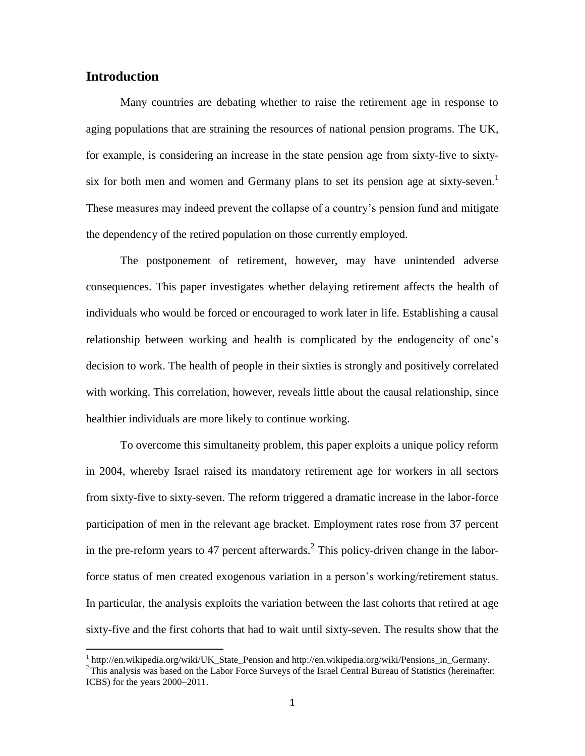## Introduction

Many countries are debating whether to raise the retirement age in response to aging populations that are straining the resources of national pension programs. The UK, for example, is considering an increase in the state pension age from sixty-five to sixty-six for both men and women and Germany plans to set its pension age at sixty-seven.[1] These measures may indeed prevent the collapse of a country's pension fund and mitigate the dependency of the retired population on those currently employed.

The postponement of retirement, however, may have unintended adverse consequences. This paper investigates whether delaying retirement affects the health of individuals who would be forced or encouraged to work later in life. Establishing a causal relationship between working and health is complicated by the endogeneity of one's decision to work. The health of people in their sixties is strongly and positively correlated with working. This correlation, however, reveals little about the causal relationship, since healthier individuals are more likely to continue working.

To overcome this simultaneity problem, this paper exploits a unique policy reform in 2004, whereby Israel raised its mandatory retirement age for workers in all sectors from sixty-five to sixty-seven. The reform triggered a dramatic increase in the labor-force participation of men in the relevant age bracket. Employment rates rose from 37 percent in the pre-reform years to 47 percent afterwards.[2] This policy-driven change in the labor-force status of men created exogenous variation in a person's working/retirement status. In particular, the analysis exploits the variation between the last cohorts that retired at age sixty-five and the first cohorts that had to wait until sixty-seven. The results show that the

[1] http://en.wikipedia.org/wiki/UK_State_Pension and http://en.wikipedia.org/wiki/Pensions_in_Germany.

[2] This analysis was based on the Labor Force Surveys of the Israel Central Bureau of Statistics (hereinafter: ICBS) for the years 2000–2011.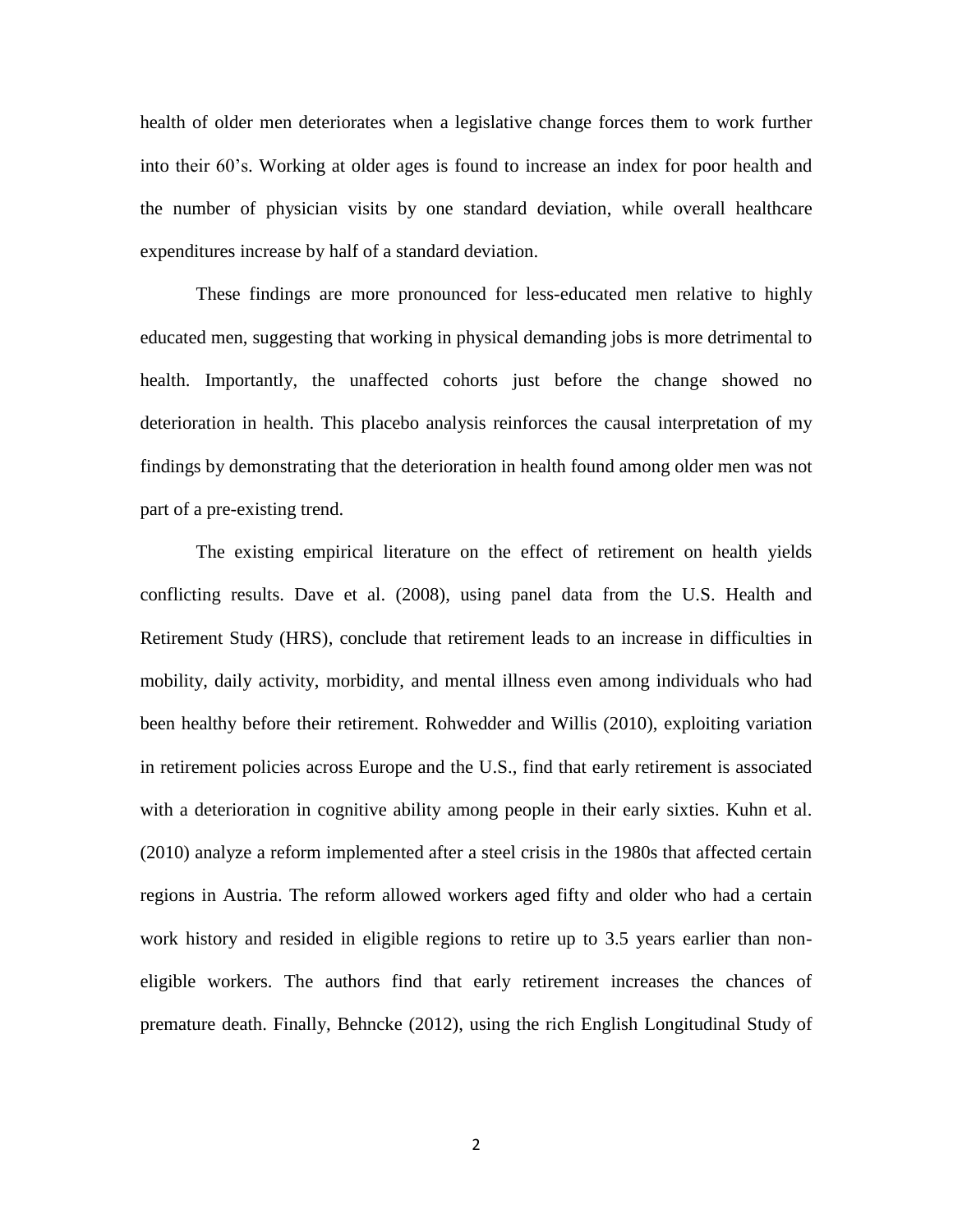health of older men deteriorates when a legislative change forces them to work further into their 60's. Working at older ages is found to increase an index for poor health and the number of physician visits by one standard deviation, while overall healthcare expenditures increase by half of a standard deviation.

These findings are more pronounced for less-educated men relative to highly educated men, suggesting that working in physical demanding jobs is more detrimental to health. Importantly, the unaffected cohorts just before the change showed no deterioration in health. This placebo analysis reinforces the causal interpretation of my findings by demonstrating that the deterioration in health found among older men was not part of a pre-existing trend.

The existing empirical literature on the effect of retirement on health yields conflicting results. Dave et al. (2008), using panel data from the U.S. Health and Retirement Study (HRS), conclude that retirement leads to an increase in difficulties in mobility, daily activity, morbidity, and mental illness even among individuals who had been healthy before their retirement. Rohwedder and Willis (2010), exploiting variation in retirement policies across Europe and the U.S., find that early retirement is associated with a deterioration in cognitive ability among people in their early sixties. Kuhn et al. (2010) analyze a reform implemented after a steel crisis in the 1980s that affected certain regions in Austria. The reform allowed workers aged fifty and older who had a certain work history and resided in eligible regions to retire up to 3.5 years earlier than non-eligible workers. The authors find that early retirement increases the chances of premature death. Finally, Behncke (2012), using the rich English Longitudinal Study of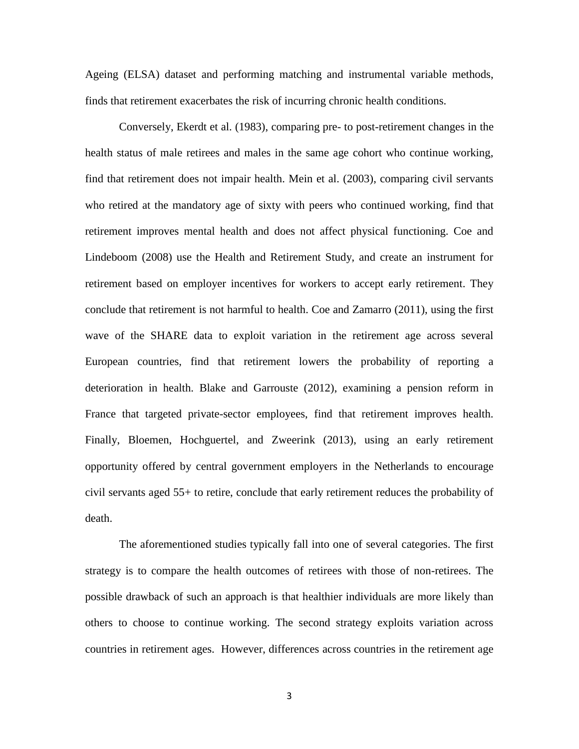Ageing (ELSA) dataset and performing matching and instrumental variable methods, finds that retirement exacerbates the risk of incurring chronic health conditions.

Conversely, Ekerdt et al. (1983), comparing pre- to post-retirement changes in the health status of male retirees and males in the same age cohort who continue working, find that retirement does not impair health. Mein et al. (2003), comparing civil servants who retired at the mandatory age of sixty with peers who continued working, find that retirement improves mental health and does not affect physical functioning. Coe and Lindeboom (2008) use the Health and Retirement Study, and create an instrument for retirement based on employer incentives for workers to accept early retirement. They conclude that retirement is not harmful to health. Coe and Zamarro (2011), using the first wave of the SHARE data to exploit variation in the retirement age across several European countries, find that retirement lowers the probability of reporting a deterioration in health. Blake and Garrouste (2012), examining a pension reform in France that targeted private-sector employees, find that retirement improves health. Finally, Bloemen, Hochguertel, and Zweerink (2013), using an early retirement opportunity offered by central government employers in the Netherlands to encourage civil servants aged 55+ to retire, conclude that early retirement reduces the probability of death.

The aforementioned studies typically fall into one of several categories. The first strategy is to compare the health outcomes of retirees with those of non-retirees. The possible drawback of such an approach is that healthier individuals are more likely than others to choose to continue working. The second strategy exploits variation across countries in retirement ages. However, differences across countries in the retirement age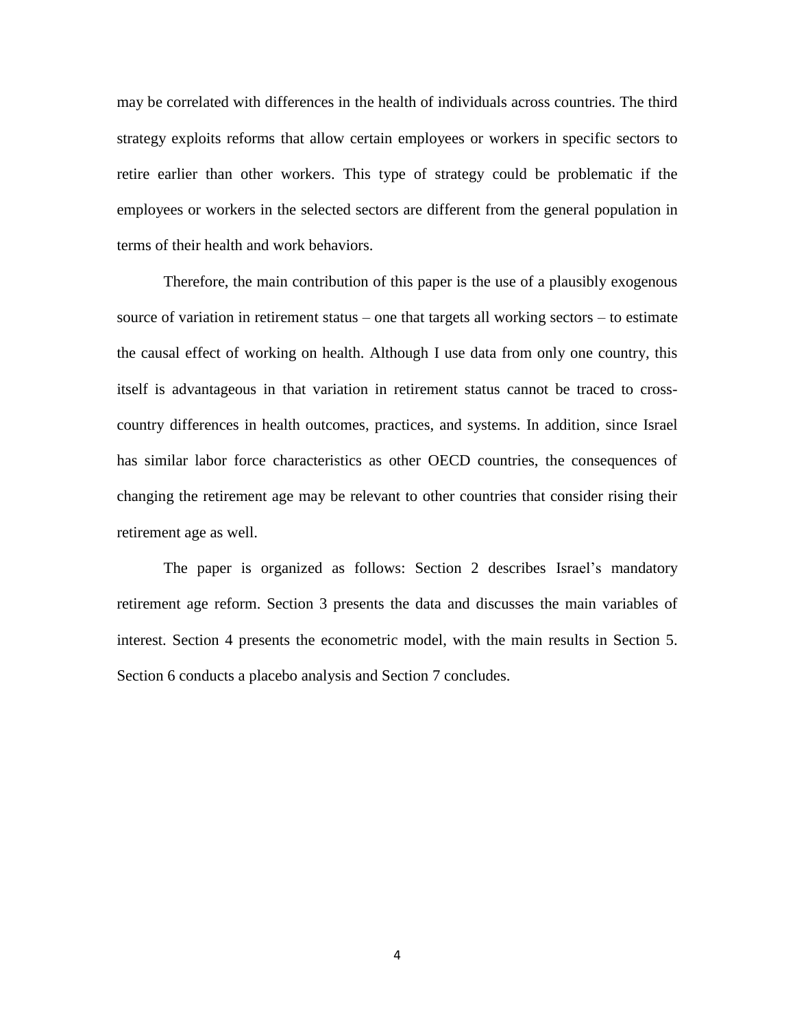may be correlated with differences in the health of individuals across countries. The third strategy exploits reforms that allow certain employees or workers in specific sectors to retire earlier than other workers. This type of strategy could be problematic if the employees or workers in the selected sectors are different from the general population in terms of their health and work behaviors.

Therefore, the main contribution of this paper is the use of a plausibly exogenous source of variation in retirement status – one that targets all working sectors – to estimate the causal effect of working on health. Although I use data from only one country, this itself is advantageous in that variation in retirement status cannot be traced to cross-country differences in health outcomes, practices, and systems. In addition, since Israel has similar labor force characteristics as other OECD countries, the consequences of changing the retirement age may be relevant to other countries that consider rising their retirement age as well.

The paper is organized as follows: Section 2 describes Israel's mandatory retirement age reform. Section 3 presents the data and discusses the main variables of interest. Section 4 presents the econometric model, with the main results in Section 5. Section 6 conducts a placebo analysis and Section 7 concludes.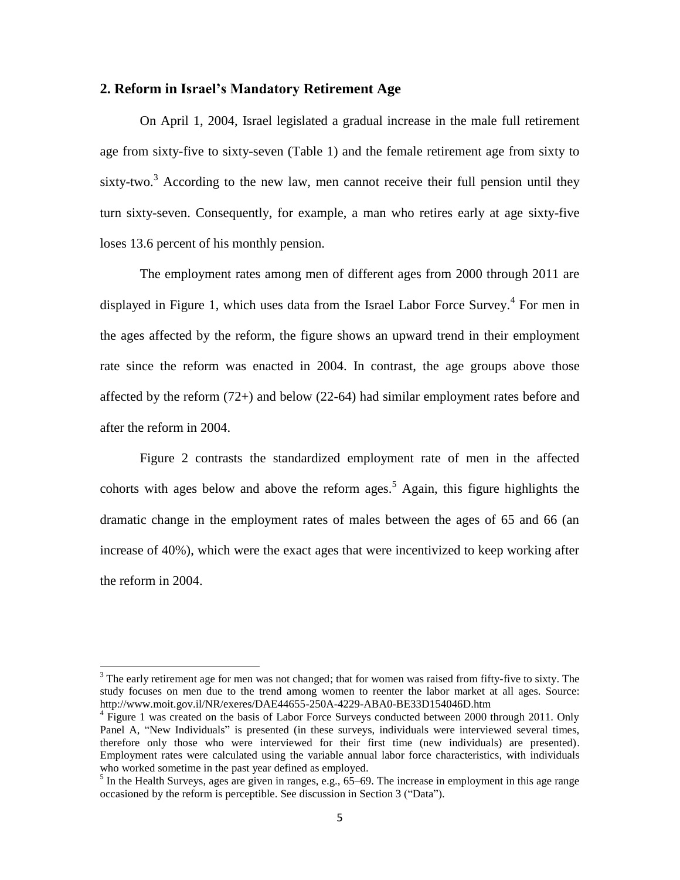## 2. Reform in Israel's Mandatory Retirement Age

On April 1, 2004, Israel legislated a gradual increase in the male full retirement age from sixty-five to sixty-seven (Table 1) and the female retirement age from sixty to sixty-two.[3] According to the new law, men cannot receive their full pension until they turn sixty-seven. Consequently, for example, a man who retires early at age sixty-five loses 13.6 percent of his monthly pension.

The employment rates among men of different ages from 2000 through 2011 are displayed in Figure 1, which uses data from the Israel Labor Force Survey.[4] For men in the ages affected by the reform, the figure shows an upward trend in their employment rate since the reform was enacted in 2004. In contrast, the age groups above those affected by the reform (72+) and below (22-64) had similar employment rates before and after the reform in 2004.

Figure 2 contrasts the standardized employment rate of men in the affected cohorts with ages below and above the reform ages.[5] Again, this figure highlights the dramatic change in the employment rates of males between the ages of 65 and 66 (an increase of 40%), which were the exact ages that were incentivized to keep working after the reform in 2004.

---

[3] The early retirement age for men was not changed; that for women was raised from fifty-five to sixty. The study focuses on men due to the trend among women to reenter the labor market at all ages. Source: http://www.moit.gov.il/NR/exeres/DAE44655-250A-4229-ABA0-BE33D154046D.htm

[4] Figure 1 was created on the basis of Labor Force Surveys conducted between 2000 through 2011. Only Panel A, "New Individuals" is presented (in these surveys, individuals were interviewed several times, therefore only those who were interviewed for their first time (new individuals) are presented). Employment rates were calculated using the variable annual labor force characteristics, with individuals who worked sometime in the past year defined as employed.

[5] In the Health Surveys, ages are given in ranges, e.g., 65–69. The increase in employment in this age range occasioned by the reform is perceptible. See discussion in Section 3 ("Data").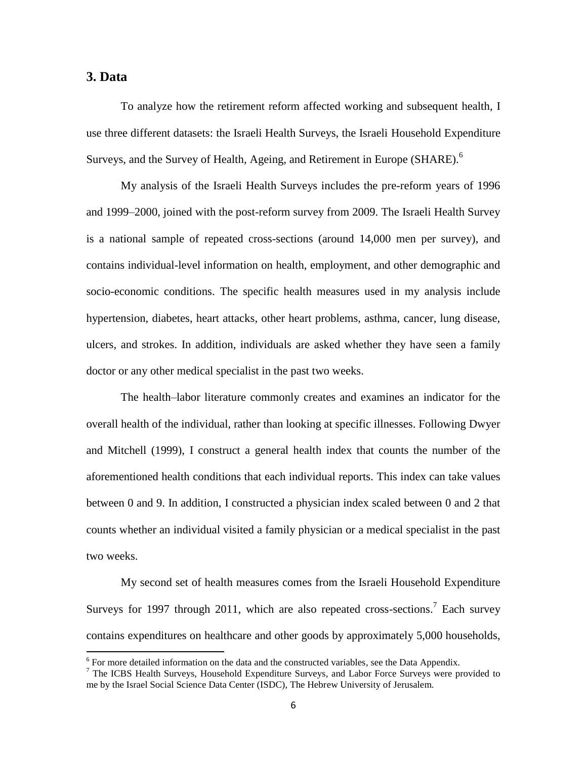## 3. Data

To analyze how the retirement reform affected working and subsequent health, I use three different datasets: the Israeli Health Surveys, the Israeli Household Expenditure Surveys, and the Survey of Health, Ageing, and Retirement in Europe (SHARE).[6]

My analysis of the Israeli Health Surveys includes the pre-reform years of 1996 and 1999–2000, joined with the post-reform survey from 2009. The Israeli Health Survey is a national sample of repeated cross-sections (around 14,000 men per survey), and contains individual-level information on health, employment, and other demographic and socio-economic conditions. The specific health measures used in my analysis include hypertension, diabetes, heart attacks, other heart problems, asthma, cancer, lung disease, ulcers, and strokes. In addition, individuals are asked whether they have seen a family doctor or any other medical specialist in the past two weeks.

The health–labor literature commonly creates and examines an indicator for the overall health of the individual, rather than looking at specific illnesses. Following Dwyer and Mitchell (1999), I construct a general health index that counts the number of the aforementioned health conditions that each individual reports. This index can take values between 0 and 9. In addition, I constructed a physician index scaled between 0 and 2 that counts whether an individual visited a family physician or a medical specialist in the past two weeks.

My second set of health measures comes from the Israeli Household Expenditure Surveys for 1997 through 2011, which are also repeated cross-sections.[7] Each survey contains expenditures on healthcare and other goods by approximately 5,000 households,

[6] For more detailed information on the data and the constructed variables, see the Data Appendix.

[7] The ICBS Health Surveys, Household Expenditure Surveys, and Labor Force Surveys were provided to me by the Israel Social Science Data Center (ISDC), The Hebrew University of Jerusalem.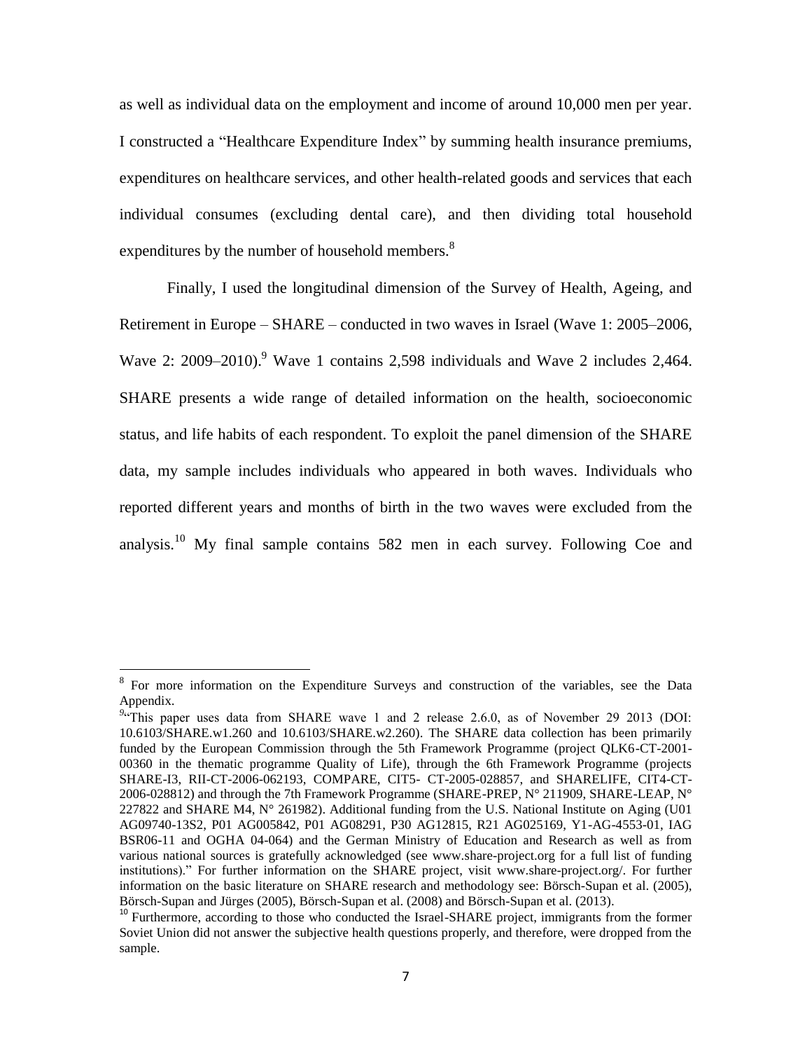as well as individual data on the employment and income of around 10,000 men per year. I constructed a "Healthcare Expenditure Index" by summing health insurance premiums, expenditures on healthcare services, and other health-related goods and services that each individual consumes (excluding dental care), and then dividing total household expenditures by the number of household members.[8]

Finally, I used the longitudinal dimension of the Survey of Health, Ageing, and Retirement in Europe – SHARE – conducted in two waves in Israel (Wave 1: 2005–2006, Wave 2: 2009–2010).[9] Wave 1 contains 2,598 individuals and Wave 2 includes 2,464. SHARE presents a wide range of detailed information on the health, socioeconomic status, and life habits of each respondent. To exploit the panel dimension of the SHARE data, my sample includes individuals who appeared in both waves. Individuals who reported different years and months of birth in the two waves were excluded from the analysis.[10] My final sample contains 582 men in each survey. Following Coe and

---

[8] For more information on the Expenditure Surveys and construction of the variables, see the Data Appendix.

[9] "This paper uses data from SHARE wave 1 and 2 release 2.6.0, as of November 29 2013 (DOI: 10.6103/SHARE.w1.260 and 10.6103/SHARE.w2.260). The SHARE data collection has been primarily funded by the European Commission through the 5th Framework Programme (project QLK6-CT-2001-00360 in the thematic programme Quality of Life), through the 6th Framework Programme (projects SHARE-I3, RII-CT-2006-062193, COMPARE, CIT5- CT-2005-028857, and SHARELIFE, CIT4-CT-2006-028812) and through the 7th Framework Programme (SHARE-PREP, N° 211909, SHARE-LEAP, N° 227822 and SHARE M4, N° 261982). Additional funding from the U.S. National Institute on Aging (U01 AG09740-13S2, P01 AG005842, P01 AG08291, P30 AG12815, R21 AG025169, Y1-AG-4553-01, IAG BSR06-11 and OGHA 04-064) and the German Ministry of Education and Research as well as from various national sources is gratefully acknowledged (see www.share-project.org for a full list of funding institutions)." For further information on the SHARE project, visit www.share-project.org/. For further information on the basic literature on SHARE research and methodology see: Börsch-Supan et al. (2005), Börsch-Supan and Jürges (2005), Börsch-Supan et al. (2008) and Börsch-Supan et al. (2013).

[10] Furthermore, according to those who conducted the Israel-SHARE project, immigrants from the former Soviet Union did not answer the subjective health questions properly, and therefore, were dropped from the sample.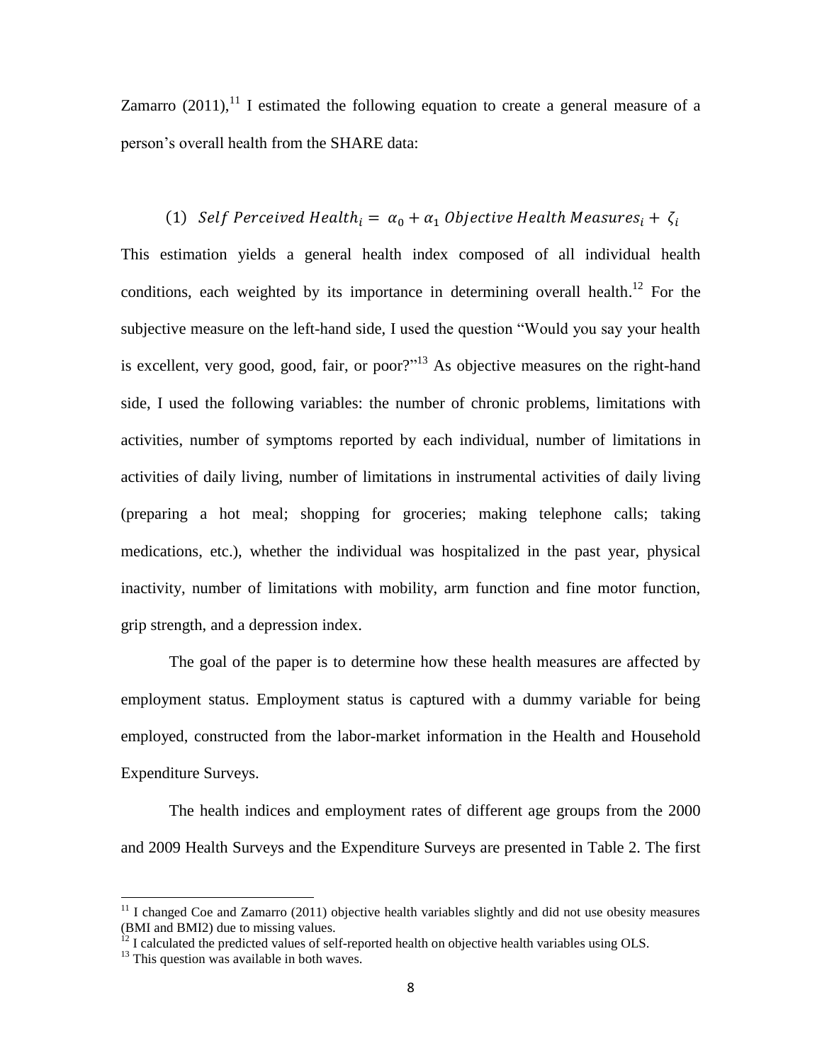Zamarro (2011),[11] I estimated the following equation to create a general measure of a person's overall health from the SHARE data:

$$(1)\quad Self\ Perceived\ Health_i = \alpha_0 + \alpha_1\ Objective\ Health\ Measures_i + \zeta_i$$

This estimation yields a general health index composed of all individual health conditions, each weighted by its importance in determining overall health.[12] For the subjective measure on the left-hand side, I used the question "Would you say your health is excellent, very good, good, fair, or poor?"[13] As objective measures on the right-hand side, I used the following variables: the number of chronic problems, limitations with activities, number of symptoms reported by each individual, number of limitations in activities of daily living, number of limitations in instrumental activities of daily living (preparing a hot meal; shopping for groceries; making telephone calls; taking medications, etc.), whether the individual was hospitalized in the past year, physical inactivity, number of limitations with mobility, arm function and fine motor function, grip strength, and a depression index.

The goal of the paper is to determine how these health measures are affected by employment status. Employment status is captured with a dummy variable for being employed, constructed from the labor-market information in the Health and Household Expenditure Surveys.

The health indices and employment rates of different age groups from the 2000 and 2009 Health Surveys and the Expenditure Surveys are presented in Table 2. The first

---

[11] I changed Coe and Zamarro (2011) objective health variables slightly and did not use obesity measures (BMI and BMI2) due to missing values.

[12] I calculated the predicted values of self-reported health on objective health variables using OLS.

[13] This question was available in both waves.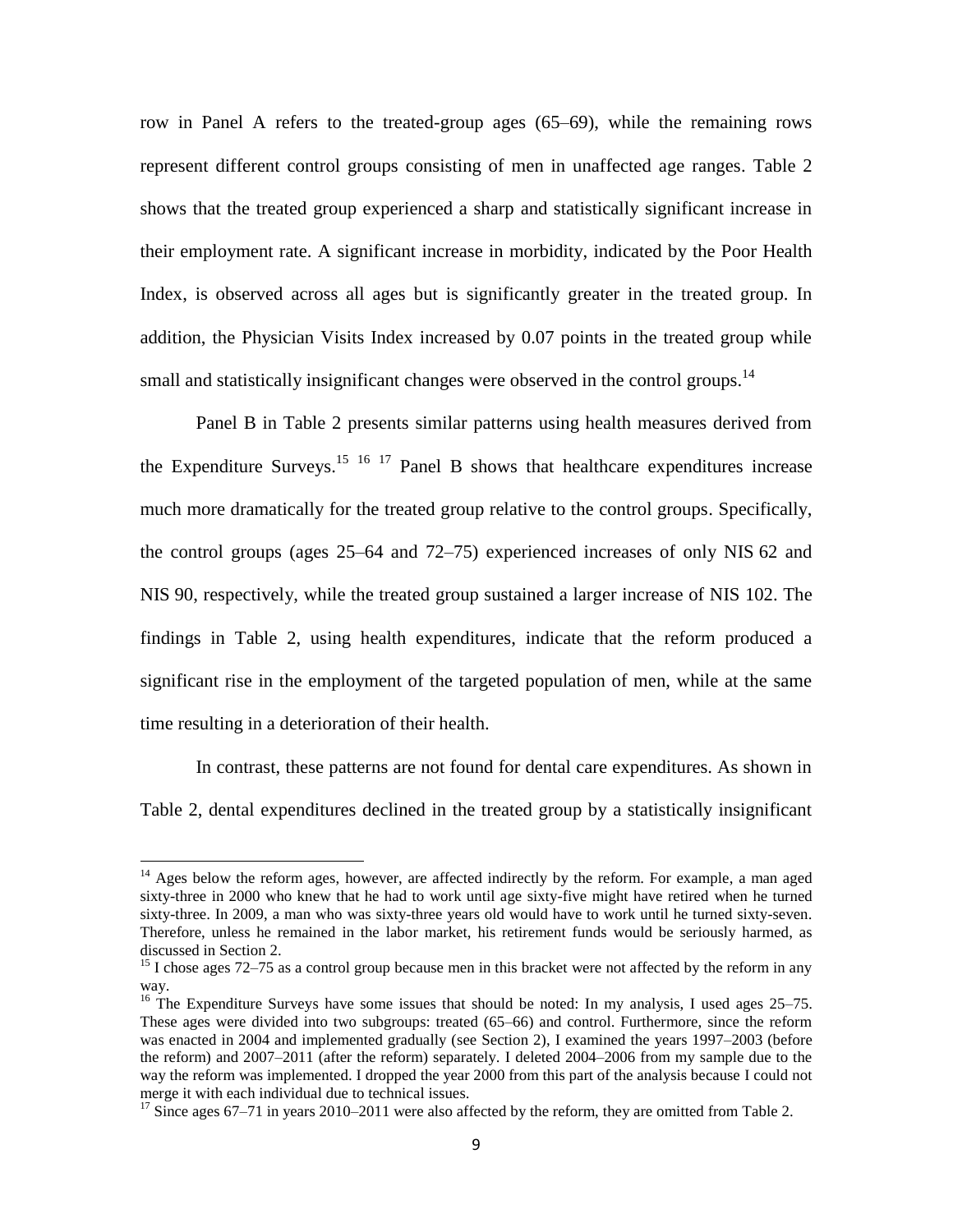row in Panel A refers to the treated-group ages (65–69), while the remaining rows represent different control groups consisting of men in unaffected age ranges. Table 2 shows that the treated group experienced a sharp and statistically significant increase in their employment rate. A significant increase in morbidity, indicated by the Poor Health Index, is observed across all ages but is significantly greater in the treated group. In addition, the Physician Visits Index increased by 0.07 points in the treated group while small and statistically insignificant changes were observed in the control groups.[14]

Panel B in Table 2 presents similar patterns using health measures derived from the Expenditure Surveys.[15] [16] [17] Panel B shows that healthcare expenditures increase much more dramatically for the treated group relative to the control groups. Specifically, the control groups (ages 25–64 and 72–75) experienced increases of only NIS 62 and NIS 90, respectively, while the treated group sustained a larger increase of NIS 102. The findings in Table 2, using health expenditures, indicate that the reform produced a significant rise in the employment of the targeted population of men, while at the same time resulting in a deterioration of their health.

In contrast, these patterns are not found for dental care expenditures. As shown in Table 2, dental expenditures declined in the treated group by a statistically insignificant

---

[14] Ages below the reform ages, however, are affected indirectly by the reform. For example, a man aged sixty-three in 2000 who knew that he had to work until age sixty-five might have retired when he turned sixty-three. In 2009, a man who was sixty-three years old would have to work until he turned sixty-seven. Therefore, unless he remained in the labor market, his retirement funds would be seriously harmed, as discussed in Section 2.

[15] I chose ages 72–75 as a control group because men in this bracket were not affected by the reform in any way.

[16] The Expenditure Surveys have some issues that should be noted: In my analysis, I used ages 25–75. These ages were divided into two subgroups: treated (65–66) and control. Furthermore, since the reform was enacted in 2004 and implemented gradually (see Section 2), I examined the years 1997–2003 (before the reform) and 2007–2011 (after the reform) separately. I deleted 2004–2006 from my sample due to the way the reform was implemented. I dropped the year 2000 from this part of the analysis because I could not merge it with each individual due to technical issues.

[17] Since ages 67–71 in years 2010–2011 were also affected by the reform, they are omitted from Table 2.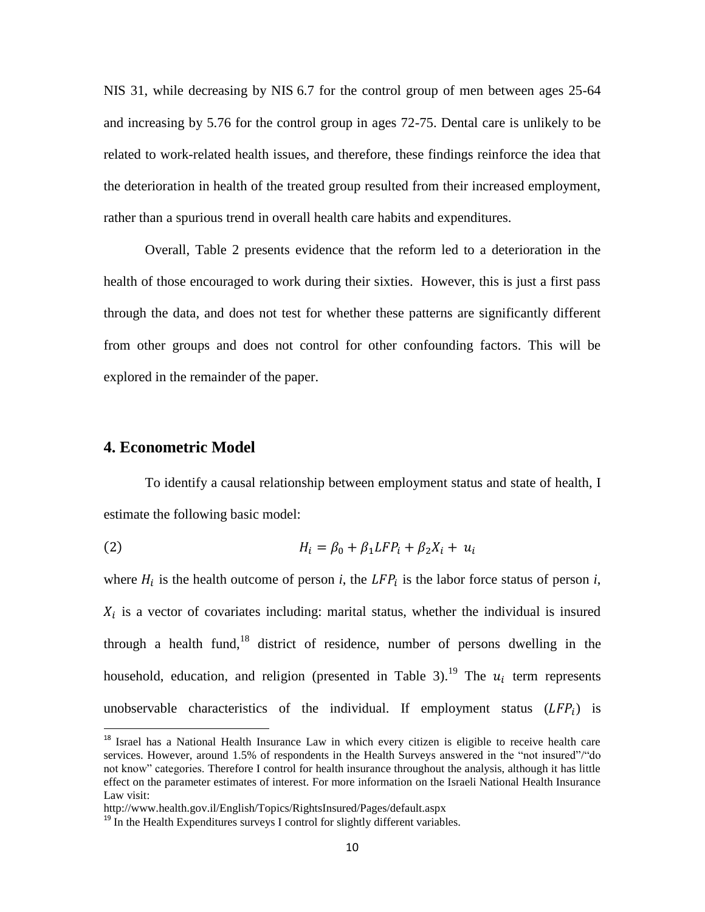NIS 31, while decreasing by NIS 6.7 for the control group of men between ages 25-64 and increasing by 5.76 for the control group in ages 72-75. Dental care is unlikely to be related to work-related health issues, and therefore, these findings reinforce the idea that the deterioration in health of the treated group resulted from their increased employment, rather than a spurious trend in overall health care habits and expenditures.

Overall, Table 2 presents evidence that the reform led to a deterioration in the health of those encouraged to work during their sixties. However, this is just a first pass through the data, and does not test for whether these patterns are significantly different from other groups and does not control for other confounding factors. This will be explored in the remainder of the paper.

## 4. Econometric Model

To identify a causal relationship between employment status and state of health, I estimate the following basic model:

$$H_i = \beta_0 + \beta_1 LFP_i + \beta_2 X_i + u_i \tag{2}$$

where $H_i$ is the health outcome of person *i*, the $LFP_i$ is the labor force status of person *i*, $X_i$ is a vector of covariates including: marital status, whether the individual is insured through a health fund,[18] district of residence, number of persons dwelling in the household, education, and religion (presented in Table 3).[19] The $u_i$ term represents unobservable characteristics of the individual. If employment status ($LFP_i$) is

[18] Israel has a National Health Insurance Law in which every citizen is eligible to receive health care services. However, around 1.5% of respondents in the Health Surveys answered in the "not insured"/"do not know" categories. Therefore I control for health insurance throughout the analysis, although it has little effect on the parameter estimates of interest. For more information on the Israeli National Health Insurance Law visit:

http://www.health.gov.il/English/Topics/RightsInsured/Pages/default.aspx

[19] In the Health Expenditures surveys I control for slightly different variables.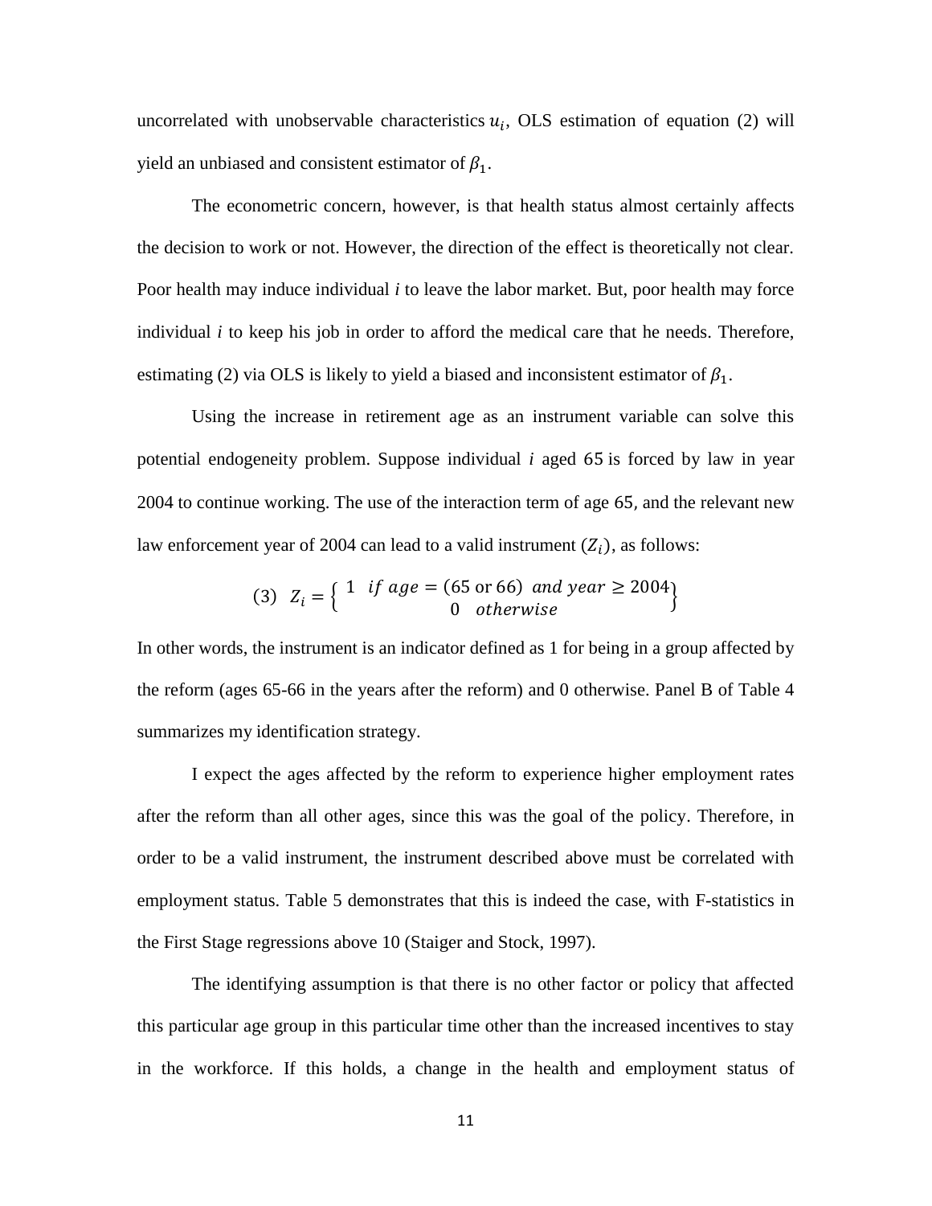uncorrelated with unobservable characteristics $u_i$, OLS estimation of equation (2) will yield an unbiased and consistent estimator of $\beta_1$.

The econometric concern, however, is that health status almost certainly affects the decision to work or not. However, the direction of the effect is theoretically not clear. Poor health may induce individual *i* to leave the labor market. But, poor health may force individual *i* to keep his job in order to afford the medical care that he needs. Therefore, estimating (2) via OLS is likely to yield a biased and inconsistent estimator of $\beta_1$.

Using the increase in retirement age as an instrument variable can solve this potential endogeneity problem. Suppose individual $i$ aged $65$ is forced by law in year 2004 to continue working. The use of the interaction term of age $65$, and the relevant new law enforcement year of 2004 can lead to a valid instrument ($Z_i$), as follows:

$$(3)\quad Z_i = \begin{cases} 1 & if\ age = (65 \text{ or } 66)\ \ and\ year \geq 2004 \\ 0 & otherwise \end{cases}$$

In other words, the instrument is an indicator defined as 1 for being in a group affected by the reform (ages 65-66 in the years after the reform) and 0 otherwise. Panel B of Table 4 summarizes my identification strategy.

I expect the ages affected by the reform to experience higher employment rates after the reform than all other ages, since this was the goal of the policy. Therefore, in order to be a valid instrument, the instrument described above must be correlated with employment status. Table 5 demonstrates that this is indeed the case, with F-statistics in the First Stage regressions above 10 (Staiger and Stock, 1997).

The identifying assumption is that there is no other factor or policy that affected this particular age group in this particular time other than the increased incentives to stay in the workforce. If this holds, a change in the health and employment status of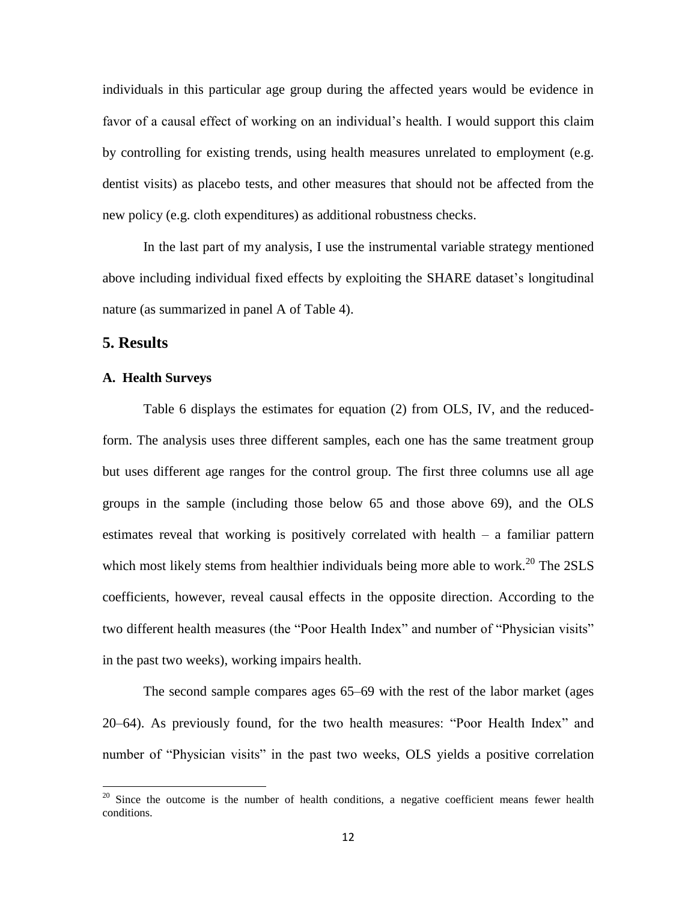individuals in this particular age group during the affected years would be evidence in favor of a causal effect of working on an individual's health. I would support this claim by controlling for existing trends, using health measures unrelated to employment (e.g. dentist visits) as placebo tests, and other measures that should not be affected from the new policy (e.g. cloth expenditures) as additional robustness checks.

In the last part of my analysis, I use the instrumental variable strategy mentioned above including individual fixed effects by exploiting the SHARE dataset's longitudinal nature (as summarized in panel A of Table 4).

## 5. Results

### A. Health Surveys

Table 6 displays the estimates for equation (2) from OLS, IV, and the reduced-form. The analysis uses three different samples, each one has the same treatment group but uses different age ranges for the control group. The first three columns use all age groups in the sample (including those below 65 and those above 69), and the OLS estimates reveal that working is positively correlated with health – a familiar pattern which most likely stems from healthier individuals being more able to work.[20] The 2SLS coefficients, however, reveal causal effects in the opposite direction. According to the two different health measures (the "Poor Health Index" and number of "Physician visits" in the past two weeks), working impairs health.

The second sample compares ages 65–69 with the rest of the labor market (ages 20–64). As previously found, for the two health measures: "Poor Health Index" and number of "Physician visits" in the past two weeks, OLS yields a positive correlation

[20] Since the outcome is the number of health conditions, a negative coefficient means fewer health conditions.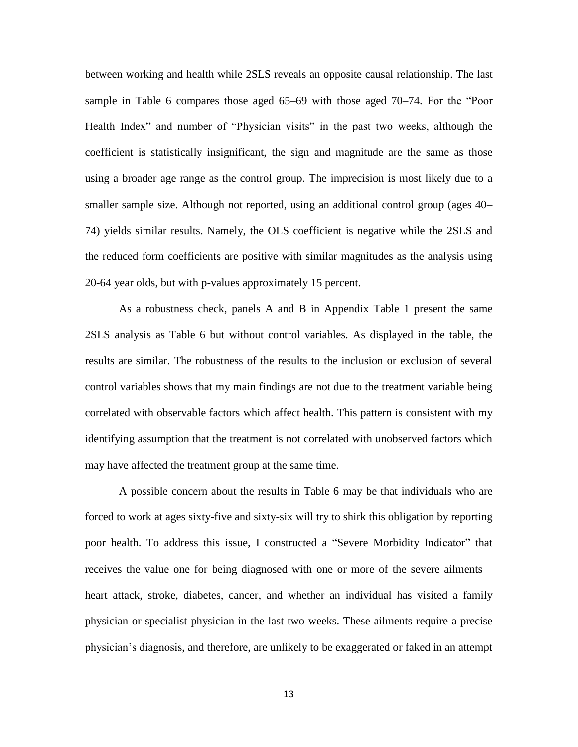between working and health while 2SLS reveals an opposite causal relationship. The last sample in Table 6 compares those aged 65–69 with those aged 70–74. For the "Poor Health Index" and number of "Physician visits" in the past two weeks, although the coefficient is statistically insignificant, the sign and magnitude are the same as those using a broader age range as the control group. The imprecision is most likely due to a smaller sample size. Although not reported, using an additional control group (ages 40–74) yields similar results. Namely, the OLS coefficient is negative while the 2SLS and the reduced form coefficients are positive with similar magnitudes as the analysis using 20-64 year olds, but with p-values approximately 15 percent.

As a robustness check, panels A and B in Appendix Table 1 present the same 2SLS analysis as Table 6 but without control variables. As displayed in the table, the results are similar. The robustness of the results to the inclusion or exclusion of several control variables shows that my main findings are not due to the treatment variable being correlated with observable factors which affect health. This pattern is consistent with my identifying assumption that the treatment is not correlated with unobserved factors which may have affected the treatment group at the same time.

A possible concern about the results in Table 6 may be that individuals who are forced to work at ages sixty-five and sixty-six will try to shirk this obligation by reporting poor health. To address this issue, I constructed a "Severe Morbidity Indicator" that receives the value one for being diagnosed with one or more of the severe ailments – heart attack, stroke, diabetes, cancer, and whether an individual has visited a family physician or specialist physician in the last two weeks. These ailments require a precise physician's diagnosis, and therefore, are unlikely to be exaggerated or faked in an attempt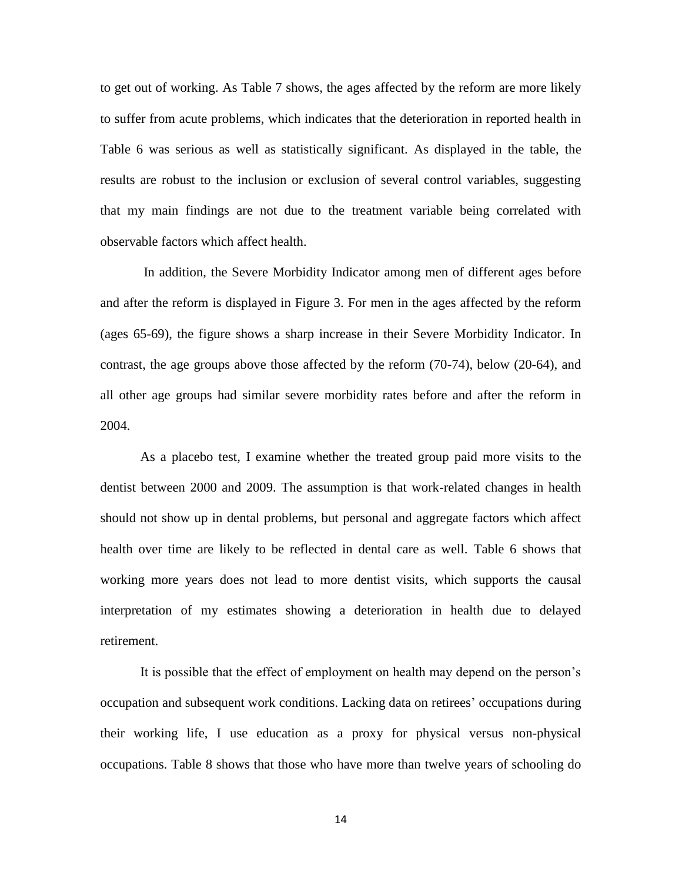to get out of working. As Table 7 shows, the ages affected by the reform are more likely to suffer from acute problems, which indicates that the deterioration in reported health in Table 6 was serious as well as statistically significant. As displayed in the table, the results are robust to the inclusion or exclusion of several control variables, suggesting that my main findings are not due to the treatment variable being correlated with observable factors which affect health.

In addition, the Severe Morbidity Indicator among men of different ages before and after the reform is displayed in Figure 3. For men in the ages affected by the reform (ages 65-69), the figure shows a sharp increase in their Severe Morbidity Indicator. In contrast, the age groups above those affected by the reform (70-74), below (20-64), and all other age groups had similar severe morbidity rates before and after the reform in 2004.

As a placebo test, I examine whether the treated group paid more visits to the dentist between 2000 and 2009. The assumption is that work-related changes in health should not show up in dental problems, but personal and aggregate factors which affect health over time are likely to be reflected in dental care as well. Table 6 shows that working more years does not lead to more dentist visits, which supports the causal interpretation of my estimates showing a deterioration in health due to delayed retirement.

It is possible that the effect of employment on health may depend on the person's occupation and subsequent work conditions. Lacking data on retirees' occupations during their working life, I use education as a proxy for physical versus non-physical occupations. Table 8 shows that those who have more than twelve years of schooling do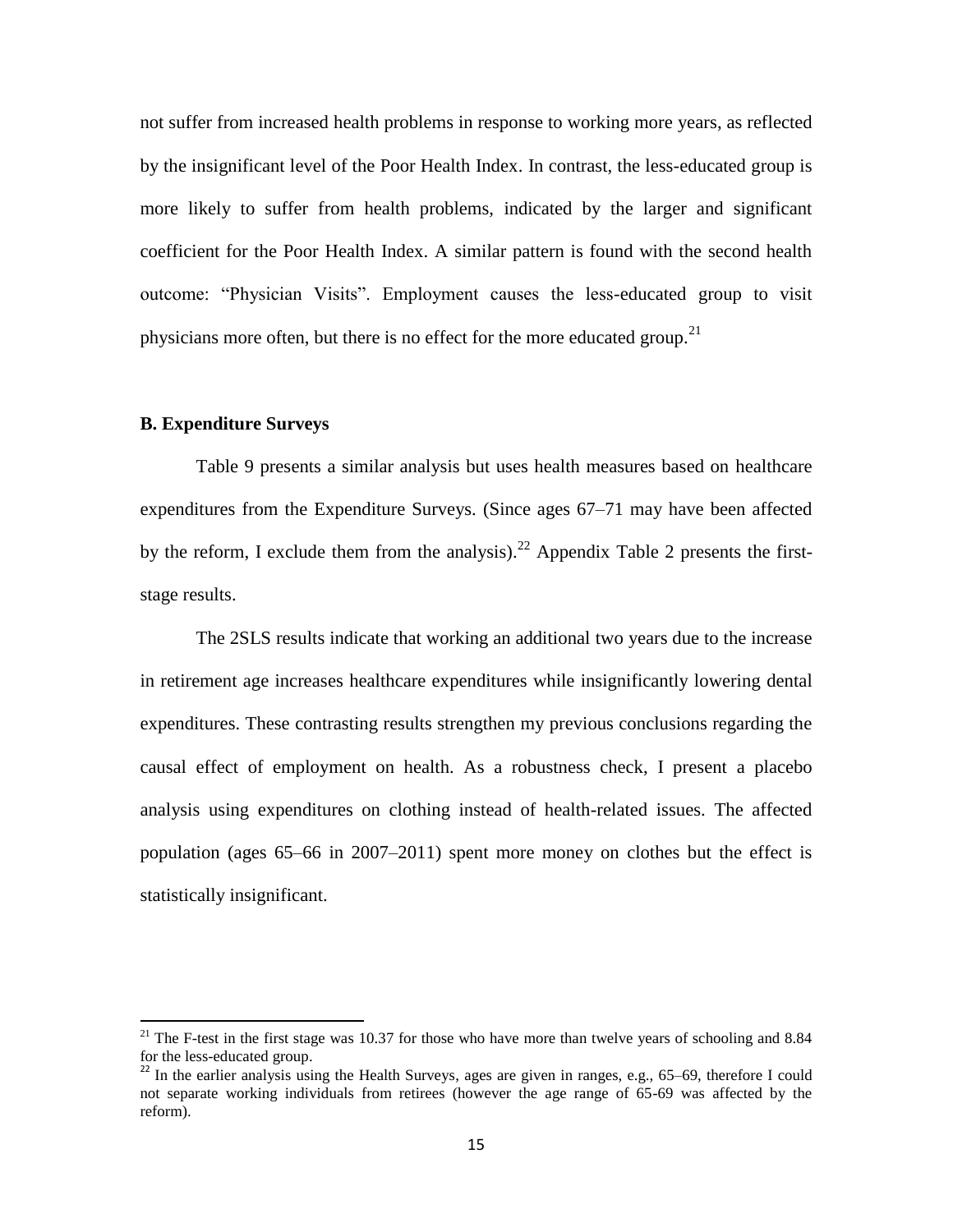not suffer from increased health problems in response to working more years, as reflected by the insignificant level of the Poor Health Index. In contrast, the less-educated group is more likely to suffer from health problems, indicated by the larger and significant coefficient for the Poor Health Index. A similar pattern is found with the second health outcome: "Physician Visits". Employment causes the less-educated group to visit physicians more often, but there is no effect for the more educated group.[21]

**B. Expenditure Surveys**

Table 9 presents a similar analysis but uses health measures based on healthcare expenditures from the Expenditure Surveys. (Since ages 67–71 may have been affected by the reform, I exclude them from the analysis).[22] Appendix Table 2 presents the first-stage results.

The 2SLS results indicate that working an additional two years due to the increase in retirement age increases healthcare expenditures while insignificantly lowering dental expenditures. These contrasting results strengthen my previous conclusions regarding the causal effect of employment on health. As a robustness check, I present a placebo analysis using expenditures on clothing instead of health-related issues. The affected population (ages 65–66 in 2007–2011) spent more money on clothes but the effect is statistically insignificant.

[21] The F-test in the first stage was 10.37 for those who have more than twelve years of schooling and 8.84 for the less-educated group.

[22] In the earlier analysis using the Health Surveys, ages are given in ranges, e.g., 65–69, therefore I could not separate working individuals from retirees (however the age range of 65-69 was affected by the reform).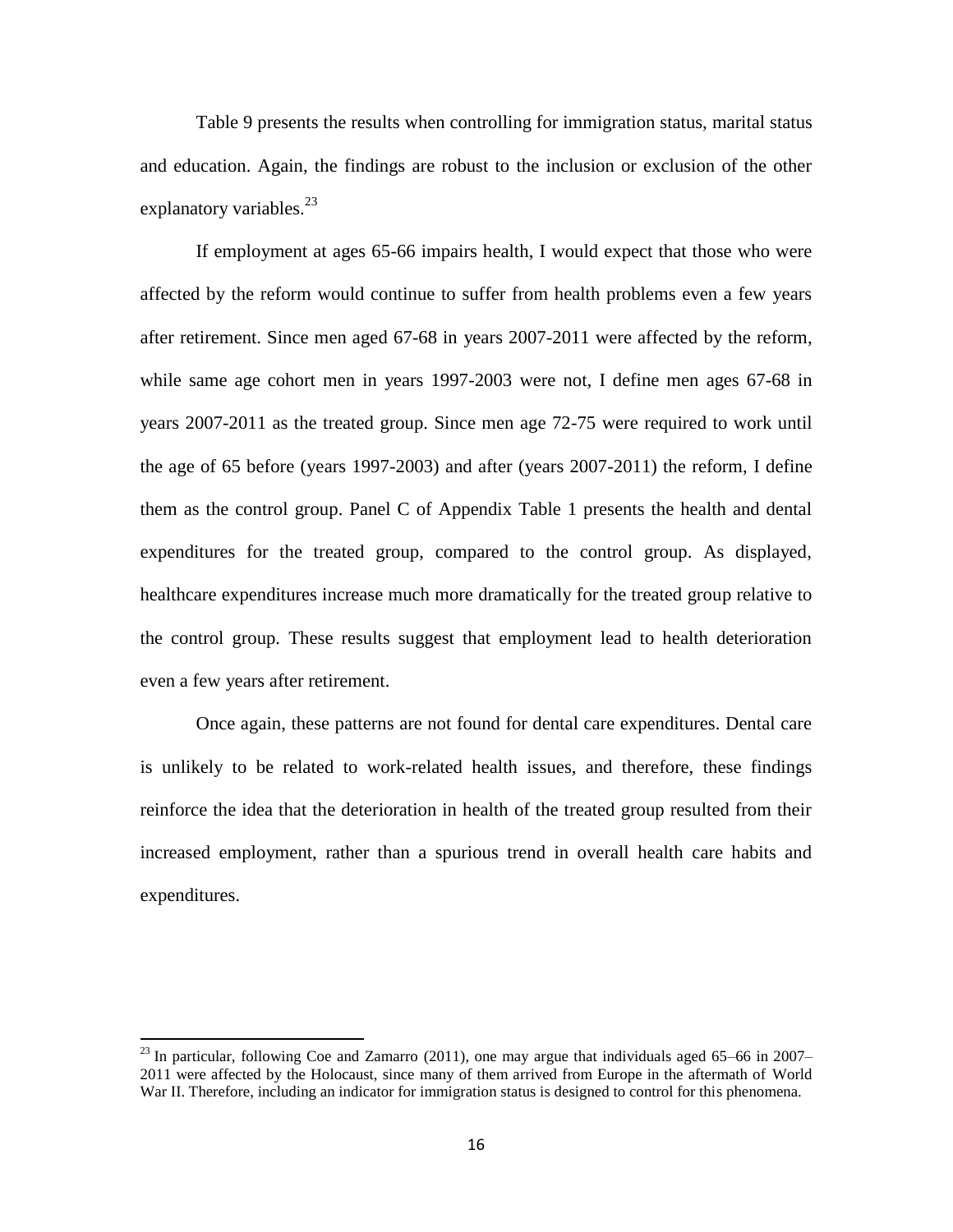Table 9 presents the results when controlling for immigration status, marital status and education. Again, the findings are robust to the inclusion or exclusion of the other explanatory variables.[23]

If employment at ages 65-66 impairs health, I would expect that those who were affected by the reform would continue to suffer from health problems even a few years after retirement. Since men aged 67-68 in years 2007-2011 were affected by the reform, while same age cohort men in years 1997-2003 were not, I define men ages 67-68 in years 2007-2011 as the treated group. Since men age 72-75 were required to work until the age of 65 before (years 1997-2003) and after (years 2007-2011) the reform, I define them as the control group. Panel C of Appendix Table 1 presents the health and dental expenditures for the treated group, compared to the control group. As displayed, healthcare expenditures increase much more dramatically for the treated group relative to the control group. These results suggest that employment lead to health deterioration even a few years after retirement.

Once again, these patterns are not found for dental care expenditures. Dental care is unlikely to be related to work-related health issues, and therefore, these findings reinforce the idea that the deterioration in health of the treated group resulted from their increased employment, rather than a spurious trend in overall health care habits and expenditures.

[23] In particular, following Coe and Zamarro (2011), one may argue that individuals aged 65–66 in 2007–2011 were affected by the Holocaust, since many of them arrived from Europe in the aftermath of World War II. Therefore, including an indicator for immigration status is designed to control for this phenomena.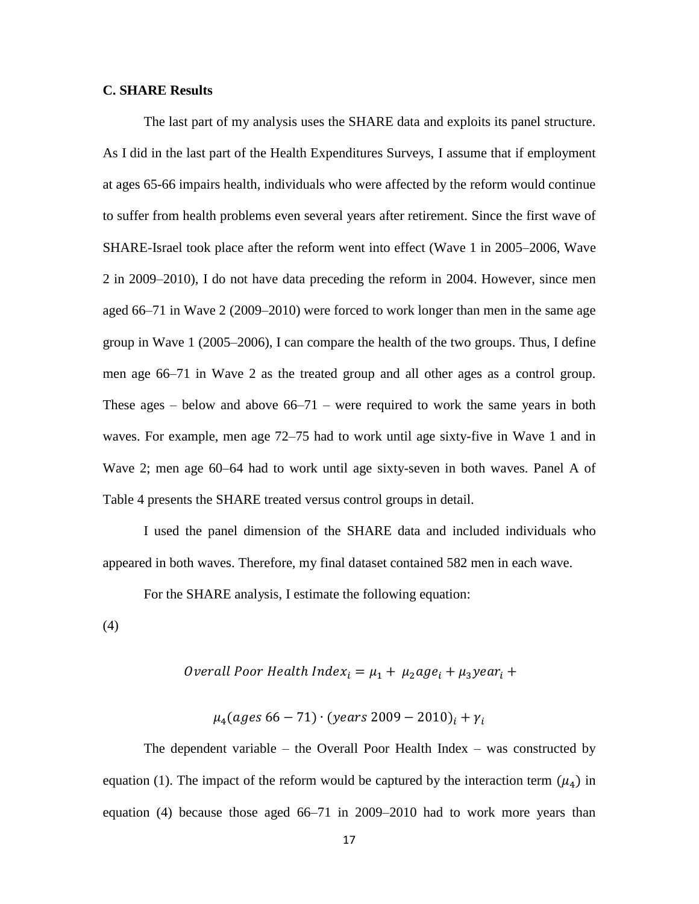### C. SHARE Results

The last part of my analysis uses the SHARE data and exploits its panel structure. As I did in the last part of the Health Expenditures Surveys, I assume that if employment at ages 65-66 impairs health, individuals who were affected by the reform would continue to suffer from health problems even several years after retirement. Since the first wave of SHARE-Israel took place after the reform went into effect (Wave 1 in 2005–2006, Wave 2 in 2009–2010), I do not have data preceding the reform in 2004. However, since men aged 66–71 in Wave 2 (2009–2010) were forced to work longer than men in the same age group in Wave 1 (2005–2006), I can compare the health of the two groups. Thus, I define men age 66–71 in Wave 2 as the treated group and all other ages as a control group. These ages – below and above 66–71 – were required to work the same years in both waves. For example, men age 72–75 had to work until age sixty-five in Wave 1 and in Wave 2; men age 60–64 had to work until age sixty-seven in both waves. Panel A of Table 4 presents the SHARE treated versus control groups in detail.

I used the panel dimension of the SHARE data and included individuals who appeared in both waves. Therefore, my final dataset contained 582 men in each wave.

For the SHARE analysis, I estimate the following equation:

(4)

$$Overall\ Poor\ Health\ Index_i = \mu_1 + \mu_2 age_i + \mu_3 year_i +$$

$$\mu_4 (ages\ 66-71) \cdot (years\ 2009-2010)_i + \gamma_i$$

The dependent variable – the Overall Poor Health Index – was constructed by equation (1). The impact of the reform would be captured by the interaction term ($\mu_4$) in equation (4) because those aged 66–71 in 2009–2010 had to work more years than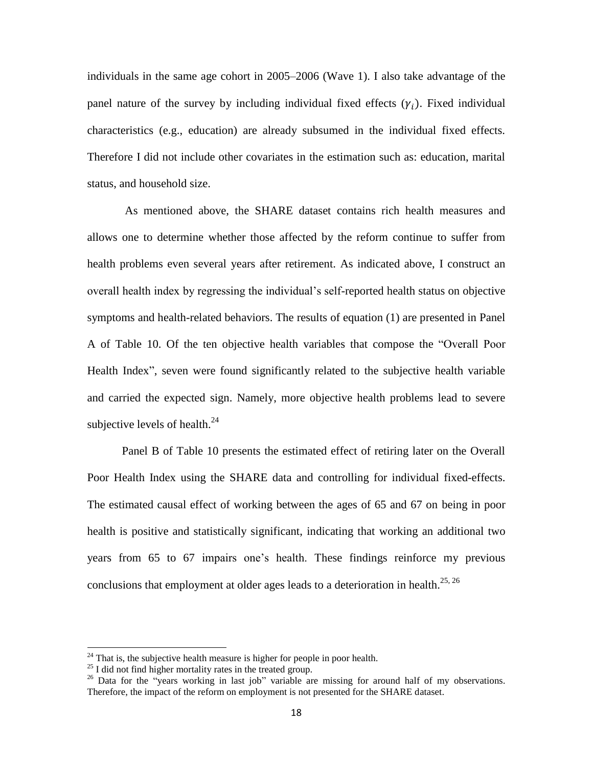individuals in the same age cohort in 2005–2006 (Wave 1). I also take advantage of the panel nature of the survey by including individual fixed effects ($\gamma_i$). Fixed individual characteristics (e.g., education) are already subsumed in the individual fixed effects. Therefore I did not include other covariates in the estimation such as: education, marital status, and household size.

As mentioned above, the SHARE dataset contains rich health measures and allows one to determine whether those affected by the reform continue to suffer from health problems even several years after retirement. As indicated above, I construct an overall health index by regressing the individual's self-reported health status on objective symptoms and health-related behaviors. The results of equation (1) are presented in Panel A of Table 10. Of the ten objective health variables that compose the "Overall Poor Health Index", seven were found significantly related to the subjective health variable and carried the expected sign. Namely, more objective health problems lead to severe subjective levels of health.[24]

Panel B of Table 10 presents the estimated effect of retiring later on the Overall Poor Health Index using the SHARE data and controlling for individual fixed-effects. The estimated causal effect of working between the ages of 65 and 67 on being in poor health is positive and statistically significant, indicating that working an additional two years from 65 to 67 impairs one's health. These findings reinforce my previous conclusions that employment at older ages leads to a deterioration in health.[25, 26]

---

[24] That is, the subjective health measure is higher for people in poor health.

[25] I did not find higher mortality rates in the treated group.

[26] Data for the "years working in last job" variable are missing for around half of my observations. Therefore, the impact of the reform on employment is not presented for the SHARE dataset.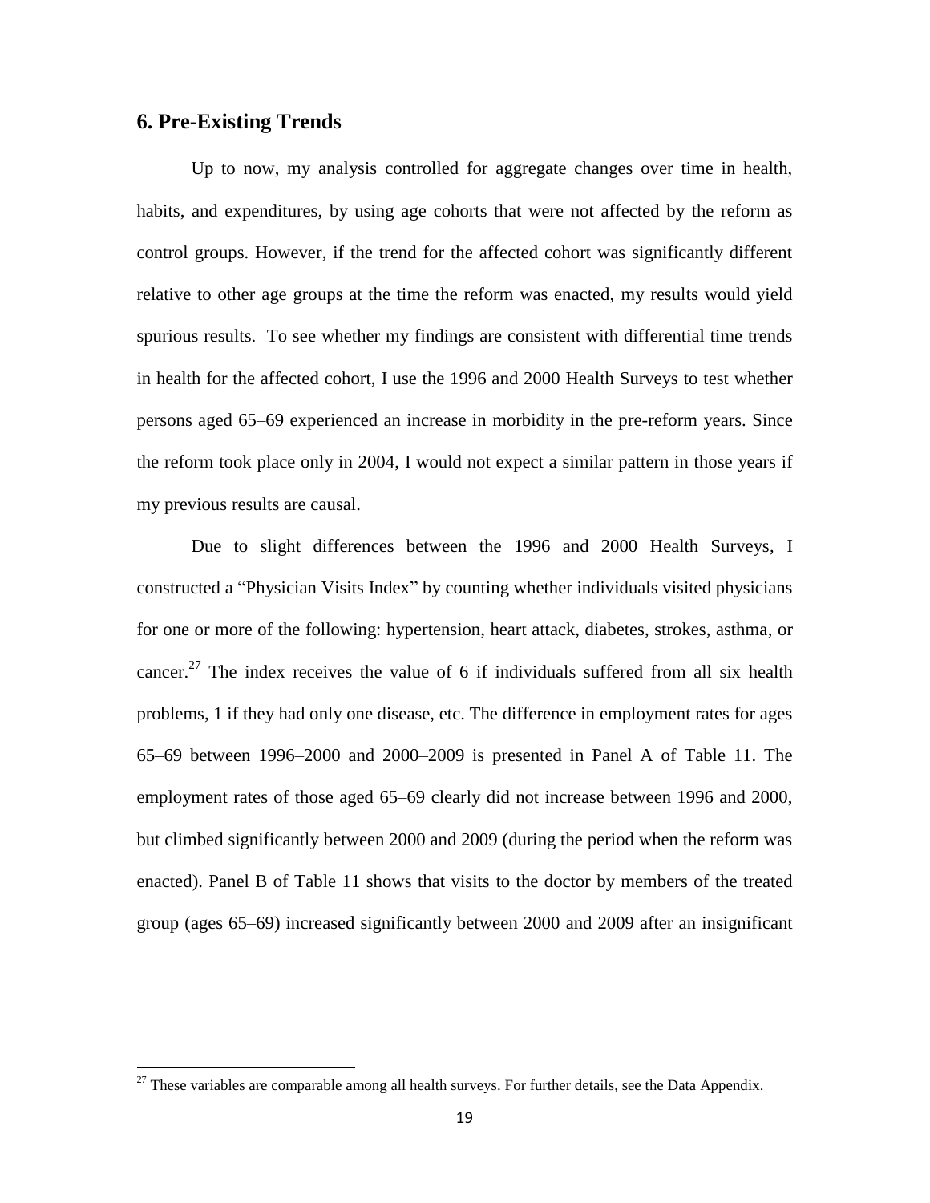## 6. Pre-Existing Trends

Up to now, my analysis controlled for aggregate changes over time in health, habits, and expenditures, by using age cohorts that were not affected by the reform as control groups. However, if the trend for the affected cohort was significantly different relative to other age groups at the time the reform was enacted, my results would yield spurious results. To see whether my findings are consistent with differential time trends in health for the affected cohort, I use the 1996 and 2000 Health Surveys to test whether persons aged 65–69 experienced an increase in morbidity in the pre-reform years. Since the reform took place only in 2004, I would not expect a similar pattern in those years if my previous results are causal.

Due to slight differences between the 1996 and 2000 Health Surveys, I constructed a "Physician Visits Index" by counting whether individuals visited physicians for one or more of the following: hypertension, heart attack, diabetes, strokes, asthma, or cancer.[27] The index receives the value of 6 if individuals suffered from all six health problems, 1 if they had only one disease, etc. The difference in employment rates for ages 65–69 between 1996–2000 and 2000–2009 is presented in Panel A of Table 11. The employment rates of those aged 65–69 clearly did not increase between 1996 and 2000, but climbed significantly between 2000 and 2009 (during the period when the reform was enacted). Panel B of Table 11 shows that visits to the doctor by members of the treated group (ages 65–69) increased significantly between 2000 and 2009 after an insignificant

[27] These variables are comparable among all health surveys. For further details, see the Data Appendix.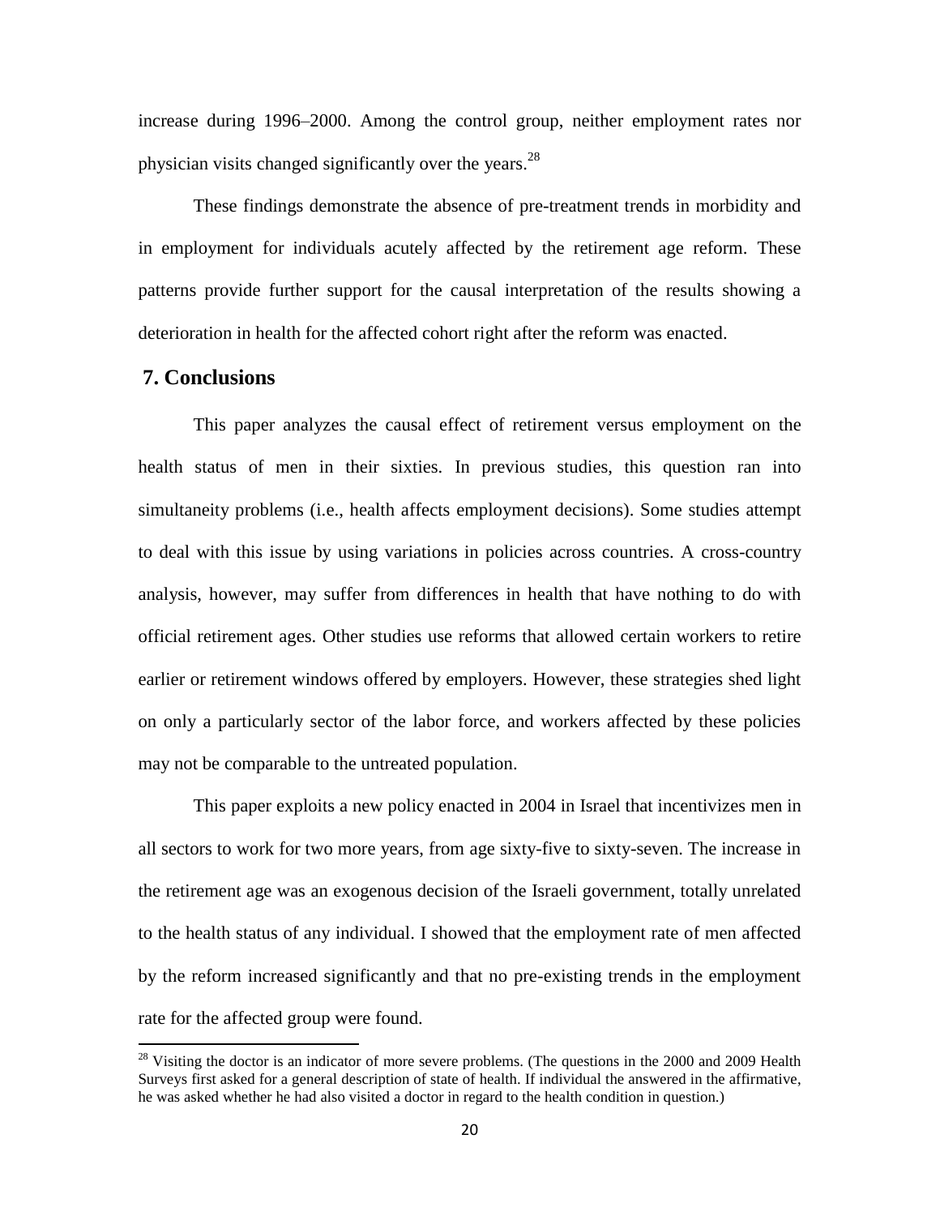increase during 1996–2000. Among the control group, neither employment rates nor physician visits changed significantly over the years.[28]

These findings demonstrate the absence of pre-treatment trends in morbidity and in employment for individuals acutely affected by the retirement age reform. These patterns provide further support for the causal interpretation of the results showing a deterioration in health for the affected cohort right after the reform was enacted.

## 7. Conclusions

This paper analyzes the causal effect of retirement versus employment on the health status of men in their sixties. In previous studies, this question ran into simultaneity problems (i.e., health affects employment decisions). Some studies attempt to deal with this issue by using variations in policies across countries. A cross-country analysis, however, may suffer from differences in health that have nothing to do with official retirement ages. Other studies use reforms that allowed certain workers to retire earlier or retirement windows offered by employers. However, these strategies shed light on only a particularly sector of the labor force, and workers affected by these policies may not be comparable to the untreated population.

This paper exploits a new policy enacted in 2004 in Israel that incentivizes men in all sectors to work for two more years, from age sixty-five to sixty-seven. The increase in the retirement age was an exogenous decision of the Israeli government, totally unrelated to the health status of any individual. I showed that the employment rate of men affected by the reform increased significantly and that no pre-existing trends in the employment rate for the affected group were found.

---

[28] Visiting the doctor is an indicator of more severe problems. (The questions in the 2000 and 2009 Health Surveys first asked for a general description of state of health. If individual the answered in the affirmative, he was asked whether he had also visited a doctor in regard to the health condition in question.)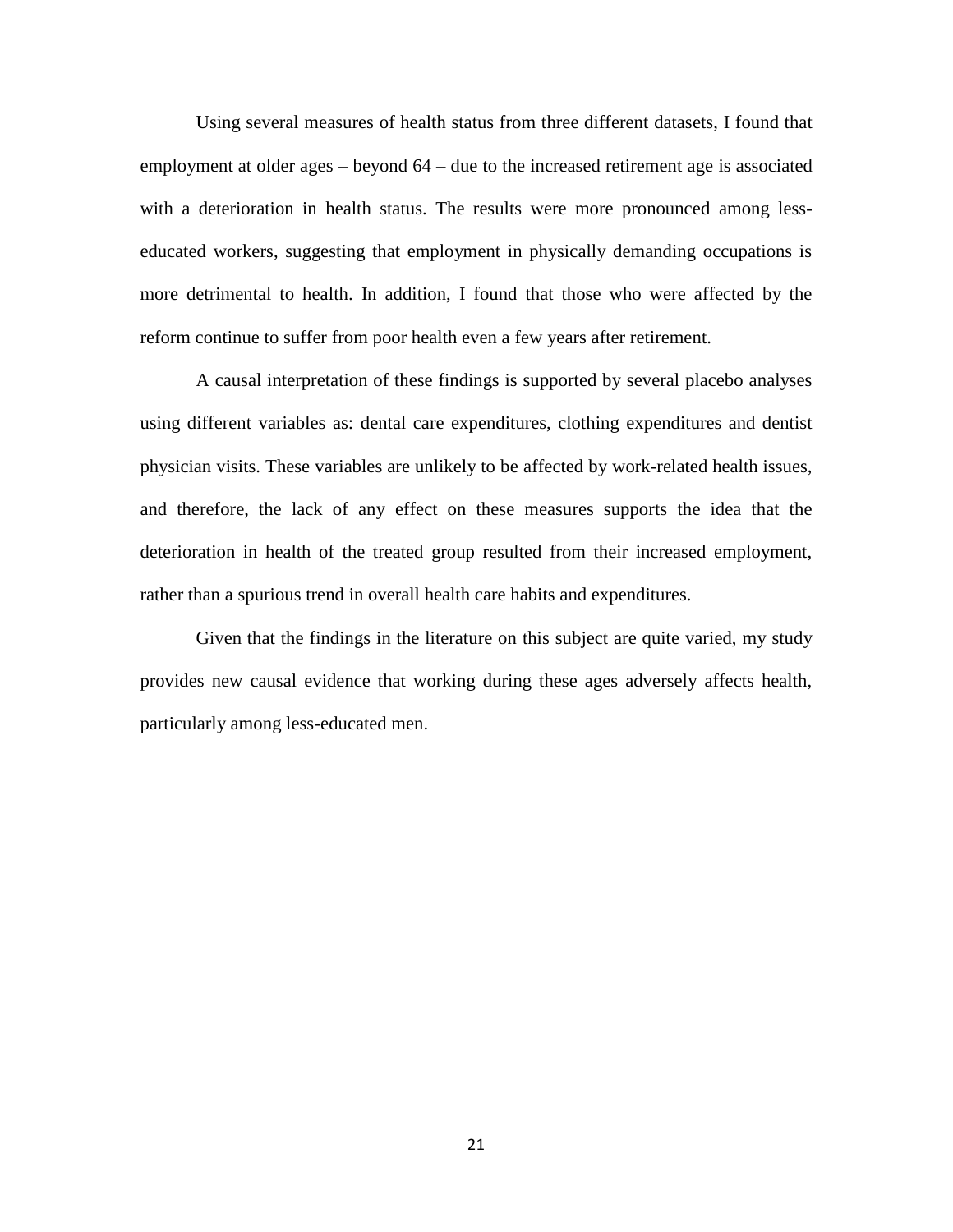Using several measures of health status from three different datasets, I found that employment at older ages – beyond 64 – due to the increased retirement age is associated with a deterioration in health status. The results were more pronounced among less-educated workers, suggesting that employment in physically demanding occupations is more detrimental to health. In addition, I found that those who were affected by the reform continue to suffer from poor health even a few years after retirement.

A causal interpretation of these findings is supported by several placebo analyses using different variables as: dental care expenditures, clothing expenditures and dentist physician visits. These variables are unlikely to be affected by work-related health issues, and therefore, the lack of any effect on these measures supports the idea that the deterioration in health of the treated group resulted from their increased employment, rather than a spurious trend in overall health care habits and expenditures.

Given that the findings in the literature on this subject are quite varied, my study provides new causal evidence that working during these ages adversely affects health, particularly among less-educated men.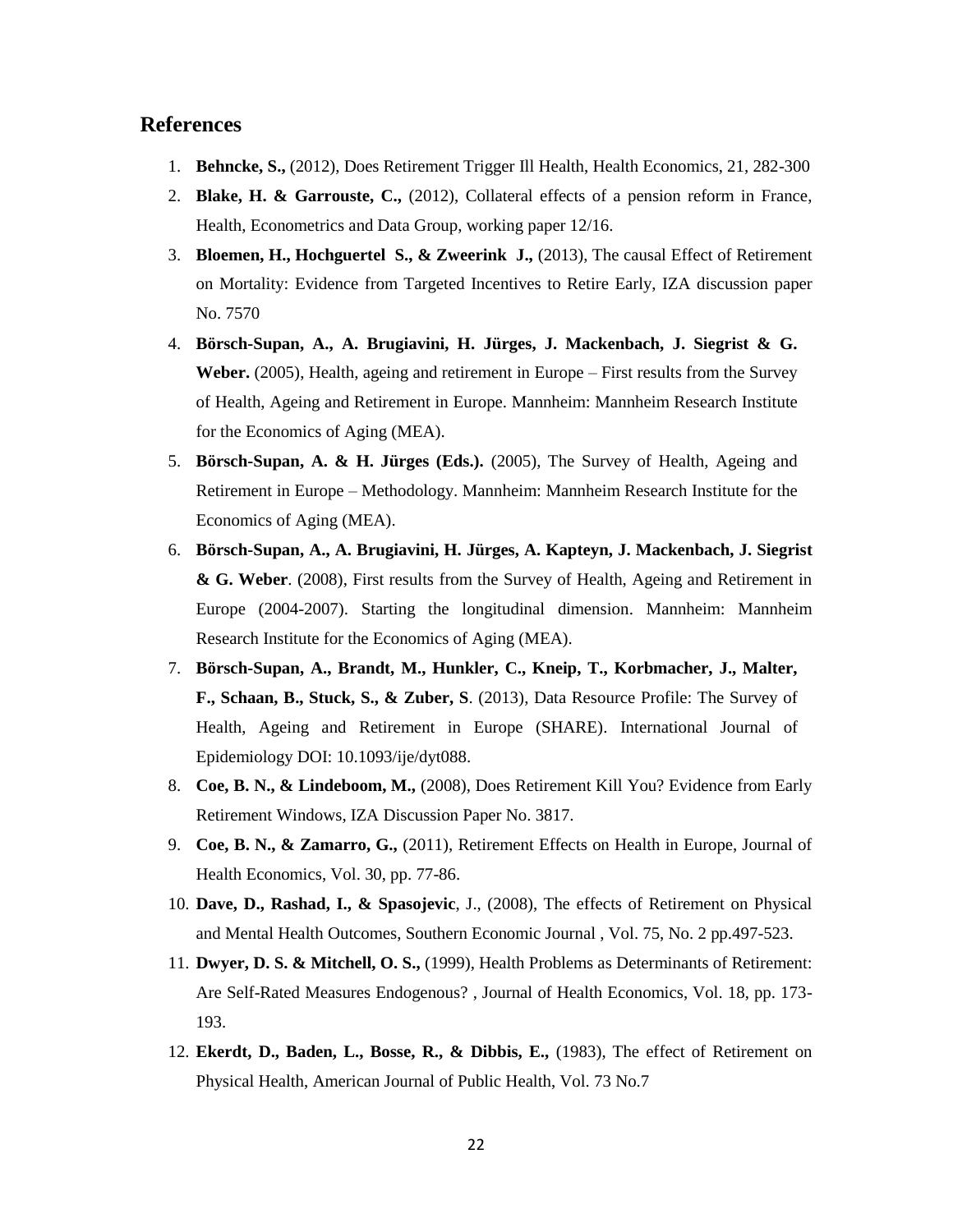## References

1. **Behncke, S.,** (2012), Does Retirement Trigger Ill Health, Health Economics, 21, 282-300
2. **Blake, H. & Garrouste, C.,** (2012), Collateral effects of a pension reform in France, Health, Econometrics and Data Group, working paper 12/16.
3. **Bloemen, H., Hochguertel S., & Zweerink J.,** (2013), The causal Effect of Retirement on Mortality: Evidence from Targeted Incentives to Retire Early, IZA discussion paper No. 7570
4. **Börsch-Supan, A., A. Brugiavini, H. Jürges, J. Mackenbach, J. Siegrist & G. Weber.** (2005), Health, ageing and retirement in Europe – First results from the Survey of Health, Ageing and Retirement in Europe. Mannheim: Mannheim Research Institute for the Economics of Aging (MEA).
5. **Börsch-Supan, A. & H. Jürges (Eds.).** (2005), The Survey of Health, Ageing and Retirement in Europe – Methodology. Mannheim: Mannheim Research Institute for the Economics of Aging (MEA).
6. **Börsch-Supan, A., A. Brugiavini, H. Jürges, A. Kapteyn, J. Mackenbach, J. Siegrist & G. Weber**. (2008), First results from the Survey of Health, Ageing and Retirement in Europe (2004-2007). Starting the longitudinal dimension. Mannheim: Mannheim Research Institute for the Economics of Aging (MEA).
7. **Börsch-Supan, A., Brandt, M., Hunkler, C., Kneip, T., Korbmacher, J., Malter, F., Schaan, B., Stuck, S., & Zuber, S**. (2013), Data Resource Profile: The Survey of Health, Ageing and Retirement in Europe (SHARE). International Journal of Epidemiology DOI: 10.1093/ije/dyt088.
8. **Coe, B. N., & Lindeboom, M.,** (2008), Does Retirement Kill You? Evidence from Early Retirement Windows, IZA Discussion Paper No. 3817.
9. **Coe, B. N., & Zamarro, G.,** (2011), Retirement Effects on Health in Europe, Journal of Health Economics, Vol. 30, pp. 77-86.
10. **Dave, D., Rashad, I., & Spasojevic**, J., (2008), The effects of Retirement on Physical and Mental Health Outcomes, Southern Economic Journal , Vol. 75, No. 2 pp.497-523.
11. **Dwyer, D. S. & Mitchell, O. S.,** (1999), Health Problems as Determinants of Retirement: Are Self-Rated Measures Endogenous? , Journal of Health Economics, Vol. 18, pp. 173-193.
12. **Ekerdt, D., Baden, L., Bosse, R., & Dibbis, E.,** (1983), The effect of Retirement on Physical Health, American Journal of Public Health, Vol. 73 No.7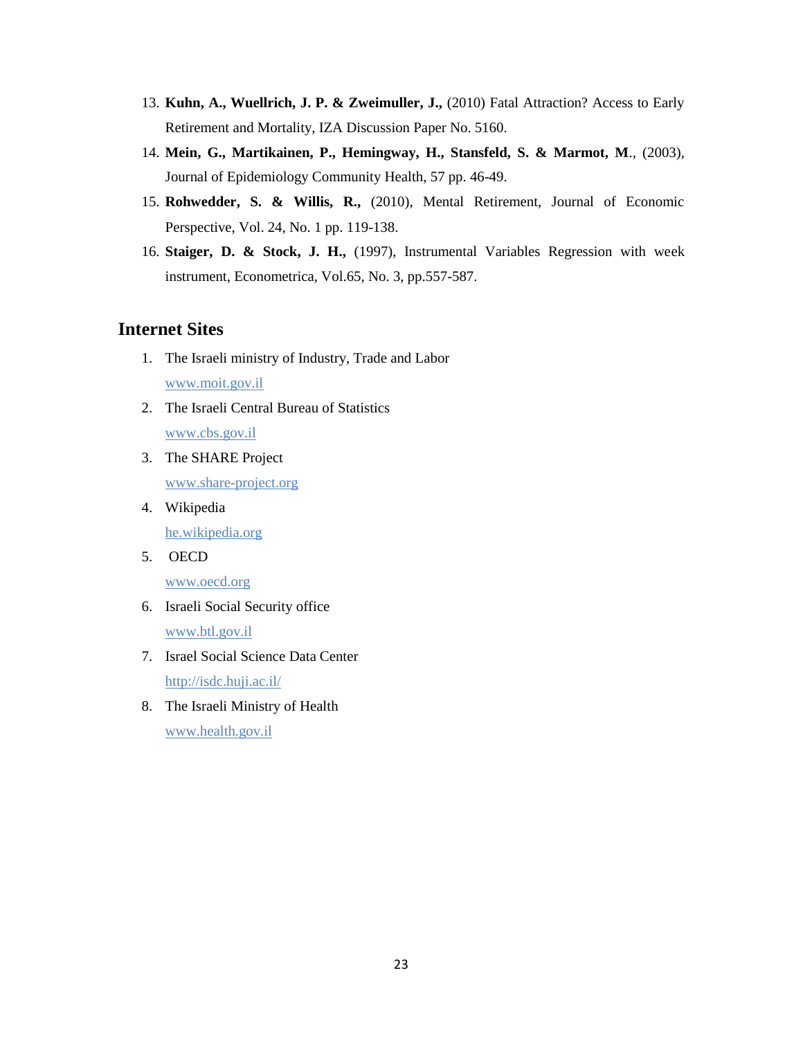13. **Kuhn, A., Wuellrich, J. P. & Zweimuller, J.,** (2010) Fatal Attraction? Access to Early Retirement and Mortality, IZA Discussion Paper No. 5160.
14. **Mein, G., Martikainen, P., Hemingway, H., Stansfeld, S. & Marmot, M**., (2003), Journal of Epidemiology Community Health, 57 pp. 46-49.
15. **Rohwedder, S. & Willis, R.,** (2010), Mental Retirement, Journal of Economic Perspective, Vol. 24, No. 1 pp. 119-138.
16. **Staiger, D. & Stock, J. H.,** (1997), Instrumental Variables Regression with week instrument, Econometrica, Vol.65, No. 3, pp.557-587.

## Internet Sites

1. The Israeli ministry of Industry, Trade and Labor
   www.moit.gov.il
2. The Israeli Central Bureau of Statistics
   www.cbs.gov.il
3. The SHARE Project
   www.share-project.org
4. Wikipedia
   he.wikipedia.org
5. OECD
   www.oecd.org
6. Israeli Social Security office
   www.btl.gov.il
7. Israel Social Science Data Center
   http://isdc.huji.ac.il/
8. The Israeli Ministry of Health
   www.health.gov.il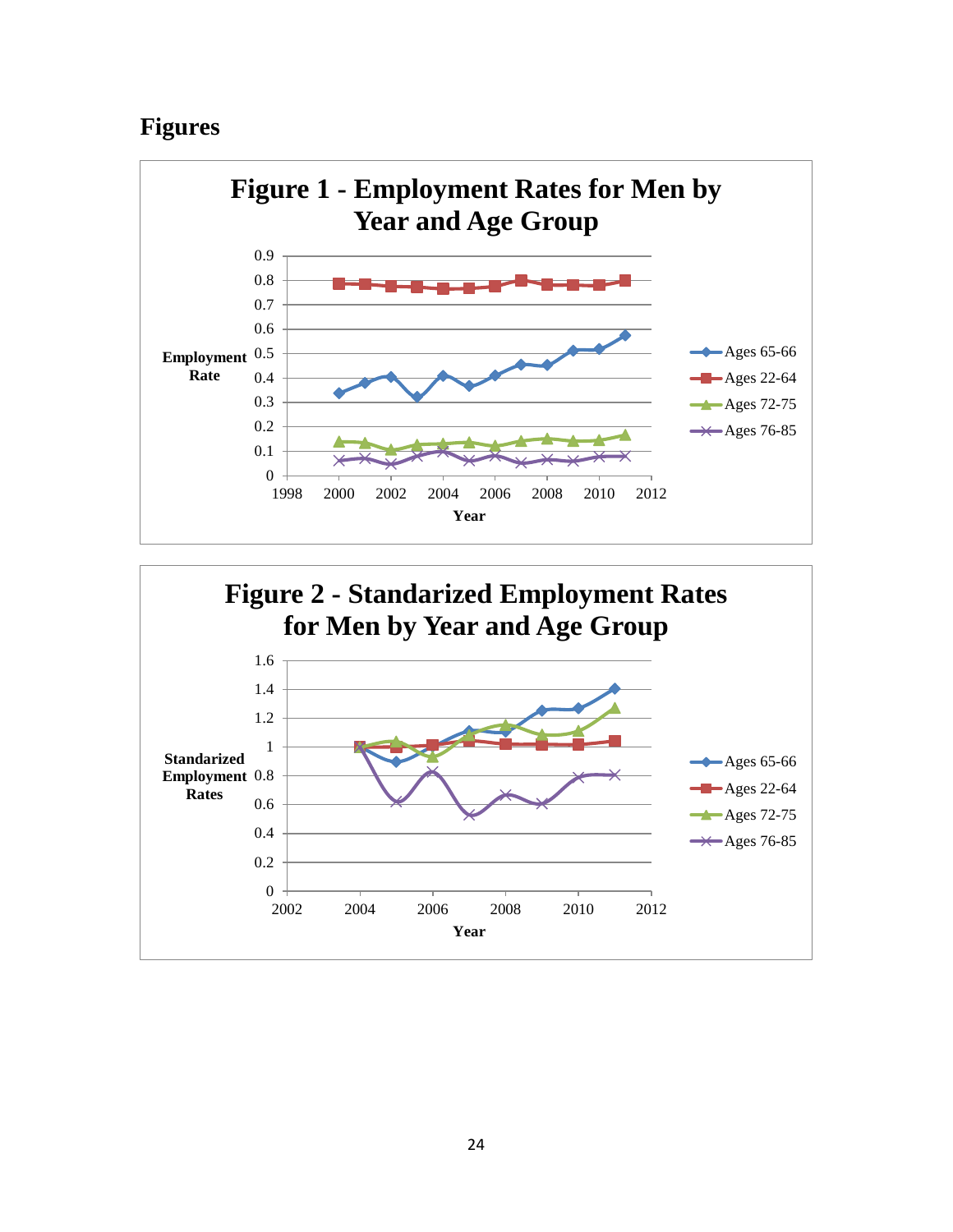# Figures

**Figure 1 - Employment Rates for Men by Year and Age Group**

**Figure 2 - Standarized Employment Rates for Men by Year and Age Group**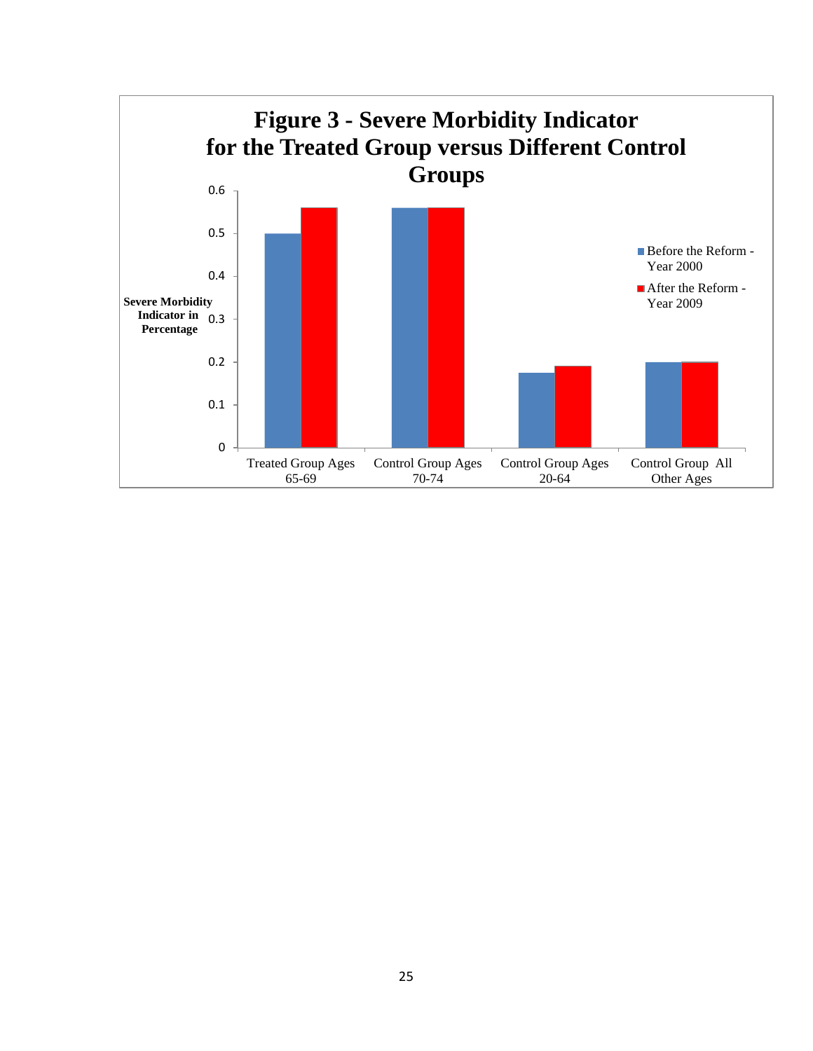**Figure 3 - Severe Morbidity Indicator for the Treated Group versus Different Control Groups**

| | Before the Reform - Year 2000 | After the Reform - Year 2009 |
|---|---|---|
| Treated Group Ages 65-69 | 0.5 | 0.56 |
| Control Group Ages 70-74 | 0.56 | 0.56 |
| Control Group Ages 20-64 | 0.175 | 0.19 |
| Control Group All Other Ages | 0.2 | 0.2 |

Severe Morbidity Indicator in Percentage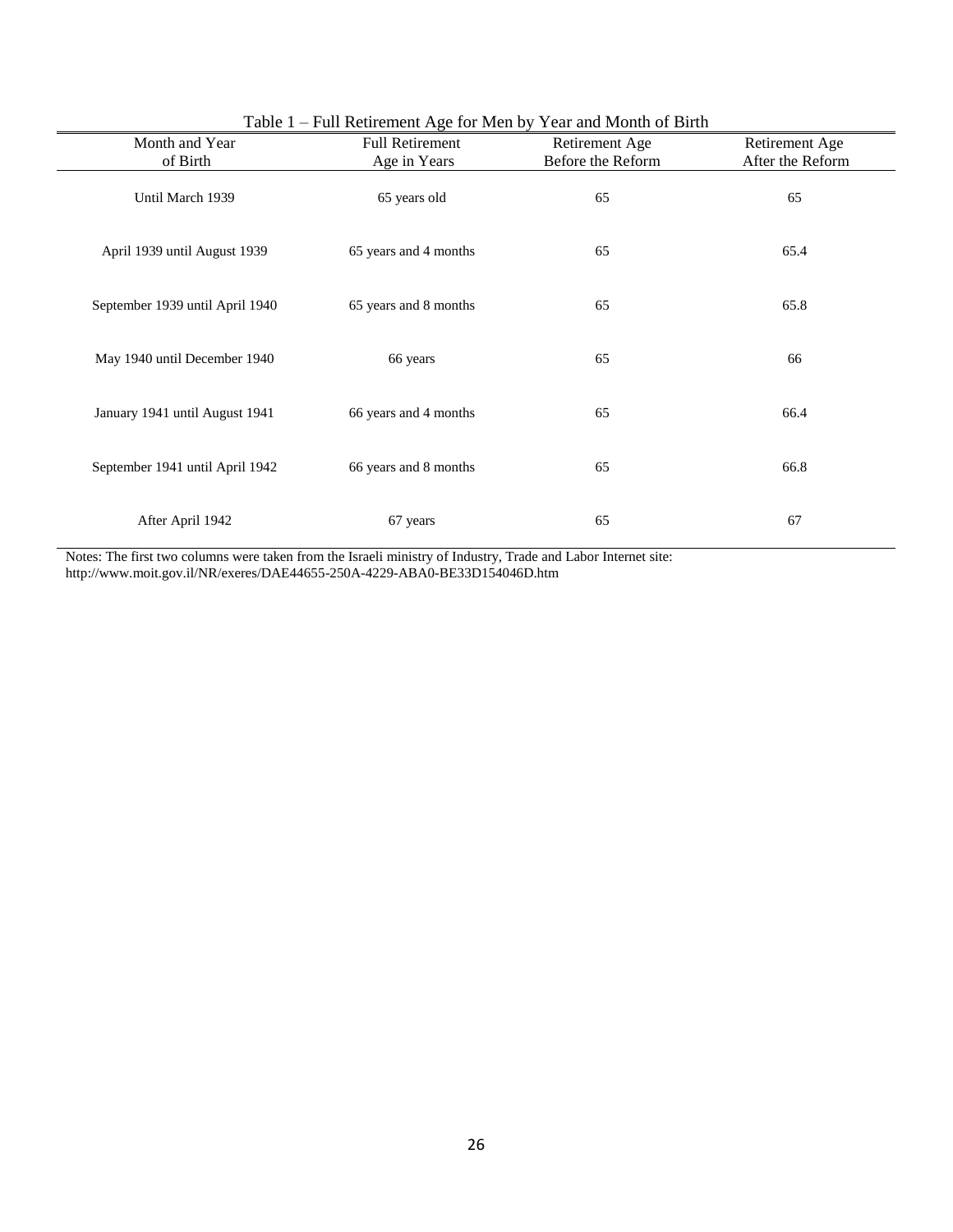Table 1 – Full Retirement Age for Men by Year and Month of Birth

| Month and Year of Birth | Full Retirement Age in Years | Retirement Age Before the Reform | Retirement Age After the Reform |
|---|---|---|---|
| Until March 1939 | 65 years old | 65 | 65 |
| April 1939 until August 1939 | 65 years and 4 months | 65 | 65.4 |
| September 1939 until April 1940 | 65 years and 8 months | 65 | 65.8 |
| May 1940 until December 1940 | 66 years | 65 | 66 |
| January 1941 until August 1941 | 66 years and 4 months | 65 | 66.4 |
| September 1941 until April 1942 | 66 years and 8 months | 65 | 66.8 |
| After April 1942 | 67 years | 65 | 67 |

Notes: The first two columns were taken from the Israeli ministry of Industry, Trade and Labor Internet site: http://www.moit.gov.il/NR/exeres/DAE44655-250A-4229-ABA0-BE33D154046D.htm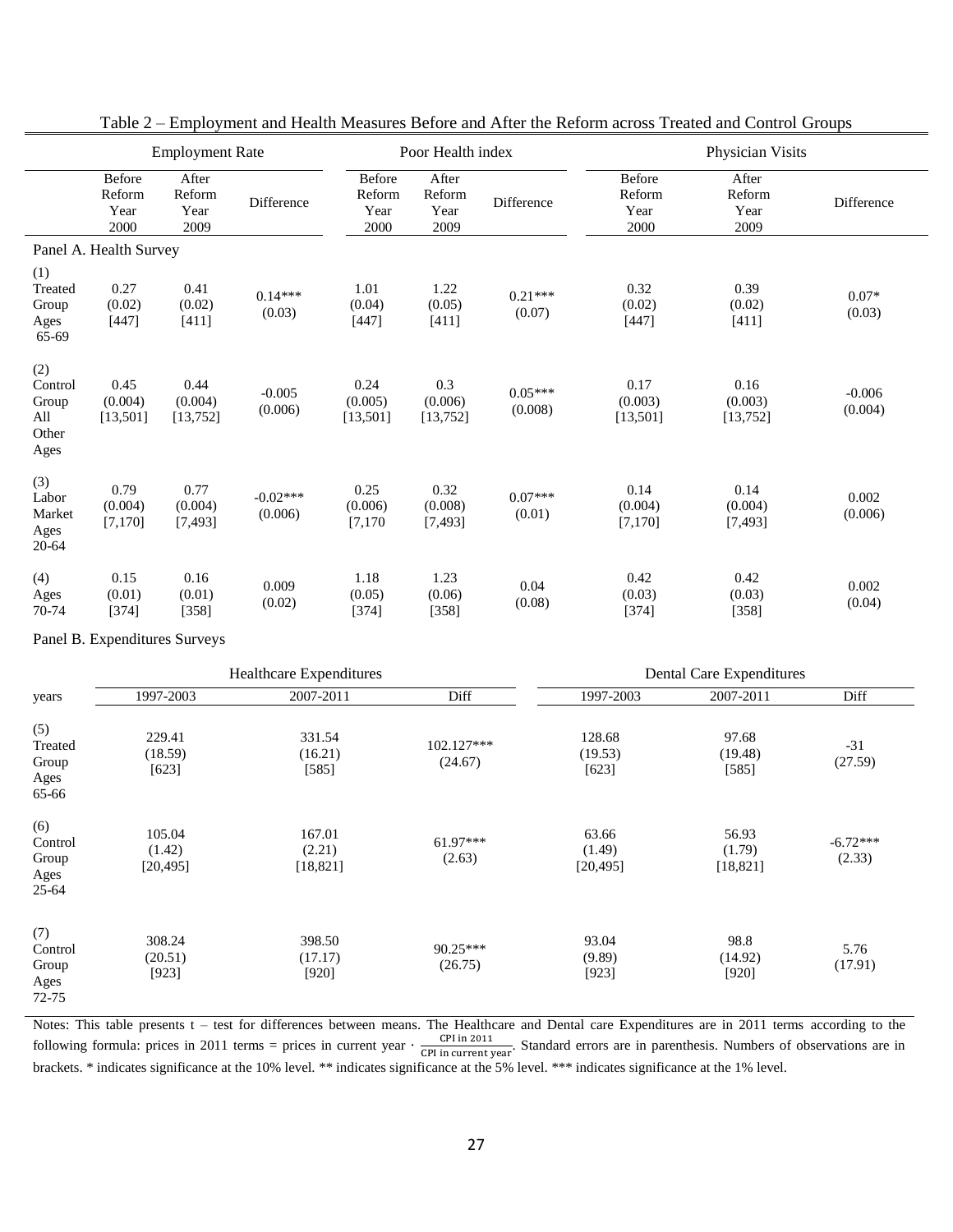Table 2 – Employment and Health Measures Before and After the Reform across Treated and Control Groups

| | Employment Rate | | | Poor Health index | | | Physician Visits | | |
|---|---|---|---|---|---|---|---|---|---|
| | Before Reform Year 2000 | After Reform Year 2009 | Difference | Before Reform Year 2000 | After Reform Year 2009 | Difference | Before Reform Year 2000 | After Reform Year 2009 | Difference |
| Panel A. Health Survey | | | | | | | | | |
| (1) Treated Group Ages 65-69 | 0.27 (0.02) [447] | 0.41 (0.02) [411] | 0.14*** (0.03) | 1.01 (0.04) [447] | 1.22 (0.05) [411] | 0.21*** (0.07) | 0.32 (0.02) [447] | 0.39 (0.02) [411] | 0.07* (0.03) |
| (2) Control Group All Other Ages | 0.45 (0.004) [13,501] | 0.44 (0.004) [13,752] | -0.005 (0.006) | 0.24 (0.005) [13,501] | 0.3 (0.006) [13,752] | 0.05*** (0.008) | 0.17 (0.003) [13,501] | 0.16 (0.003) [13,752] | -0.006 (0.004) |
| (3) Labor Market Ages 20-64 | 0.79 (0.004) [7,170] | 0.77 (0.004) [7,493] | -0.02*** (0.006) | 0.25 (0.006) [7,170 | 0.32 (0.008) [7,493] | 0.07*** (0.01) | 0.14 (0.004) [7,170] | 0.14 (0.004) [7,493] | 0.002 (0.006) |
| (4) Ages 70-74 | 0.15 (0.01) [374] | 0.16 (0.01) [358] | 0.009 (0.02) | 1.18 (0.05) [374] | 1.23 (0.06) [358] | 0.04 (0.08) | 0.42 (0.03) [374] | 0.42 (0.03) [358] | 0.002 (0.04) |

Panel B. Expenditures Surveys

| | Healthcare Expenditures | | | Dental Care Expenditures | | |
|---|---|---|---|---|---|---|
| years | 1997-2003 | 2007-2011 | Diff | 1997-2003 | 2007-2011 | Diff |
| (5) Treated Group Ages 65-66 | 229.41 (18.59) [623] | 331.54 (16.21) [585] | 102.127*** (24.67) | 128.68 (19.53) [623] | 97.68 (19.48) [585] | -31 (27.59) |
| (6) Control Group Ages 25-64 | 105.04 (1.42) [20,495] | 167.01 (2.21) [18,821] | 61.97*** (2.63) | 63.66 (1.49) [20,495] | 56.93 (1.79) [18,821] | -6.72*** (2.33) |
| (7) Control Group Ages 72-75 | 308.24 (20.51) [923] | 398.50 (17.17) [920] | 90.25*** (26.75) | 93.04 (9.89) [923] | 98.8 (14.92) [920] | 5.76 (17.91) |

Notes: This table presents t – test for differences between means. The Healthcare and Dental care Expenditures are in 2011 terms according to the following formula: prices in 2011 terms = prices in current year $\cdot \frac{\text{CPI in 2011}}{\text{CPI in current year}}$. Standard errors are in parenthesis. Numbers of observations are in brackets. * indicates significance at the 10% level. ** indicates significance at the 5% level. *** indicates significance at the 1% level.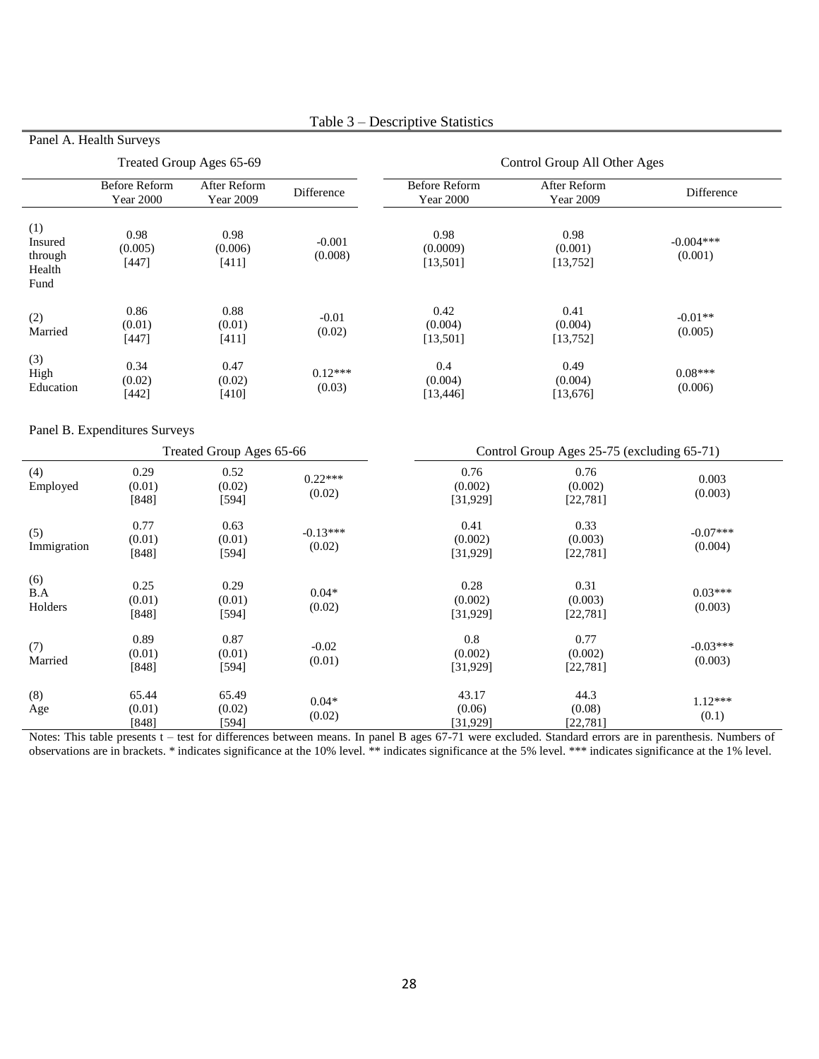Table 3 – Descriptive Statistics

Panel A. Health Surveys

| | Treated Group Ages 65-69 | | | Control Group All Other Ages | | |
|---|---|---|---|---|---|---|
| | Before Reform Year 2000 | After Reform Year 2009 | Difference | Before Reform Year 2000 | After Reform Year 2009 | Difference |
| (1) Insured through Health Fund | 0.98 (0.005) [447] | 0.98 (0.006) [411] | -0.001 (0.008) | 0.98 (0.0009) [13,501] | 0.98 (0.001) [13,752] | -0.004*** (0.001) |
| (2) Married | 0.86 (0.01) [447] | 0.88 (0.01) [411] | -0.01 (0.02) | 0.42 (0.004) [13,501] | 0.41 (0.004) [13,752] | -0.01** (0.005) |
| (3) High Education | 0.34 (0.02) [442] | 0.47 (0.02) [410] | 0.12*** (0.03) | 0.4 (0.004) [13,446] | 0.49 (0.004) [13,676] | 0.08*** (0.006) |

Panel B. Expenditures Surveys

| | Treated Group Ages 65-66 | | | Control Group Ages 25-75 (excluding 65-71) | | |
|---|---|---|---|---|---|---|
| (4) Employed | 0.29 (0.01) [848] | 0.52 (0.02) [594] | 0.22*** (0.02) | 0.76 (0.002) [31,929] | 0.76 (0.002) [22,781] | 0.003 (0.003) |
| (5) Immigration | 0.77 (0.01) [848] | 0.63 (0.01) [594] | -0.13*** (0.02) | 0.41 (0.002) [31,929] | 0.33 (0.003) [22,781] | -0.07*** (0.004) |
| (6) B.A Holders | 0.25 (0.01) [848] | 0.29 (0.01) [594] | 0.04* (0.02) | 0.28 (0.002) [31,929] | 0.31 (0.003) [22,781] | 0.03*** (0.003) |
| (7) Married | 0.89 (0.01) [848] | 0.87 (0.01) [594] | -0.02 (0.01) | 0.8 (0.002) [31,929] | 0.77 (0.002) [22,781] | -0.03*** (0.003) |
| (8) Age | 65.44 (0.01) [848] | 65.49 (0.02) [594] | 0.04* (0.02) | 43.17 (0.06) [31,929] | 44.3 (0.08) [22,781] | 1.12*** (0.1) |

Notes: This table presents t – test for differences between means. In panel B ages 67-71 were excluded. Standard errors are in parenthesis. Numbers of observations are in brackets. * indicates significance at the 10% level. ** indicates significance at the 5% level. *** indicates significance at the 1% level.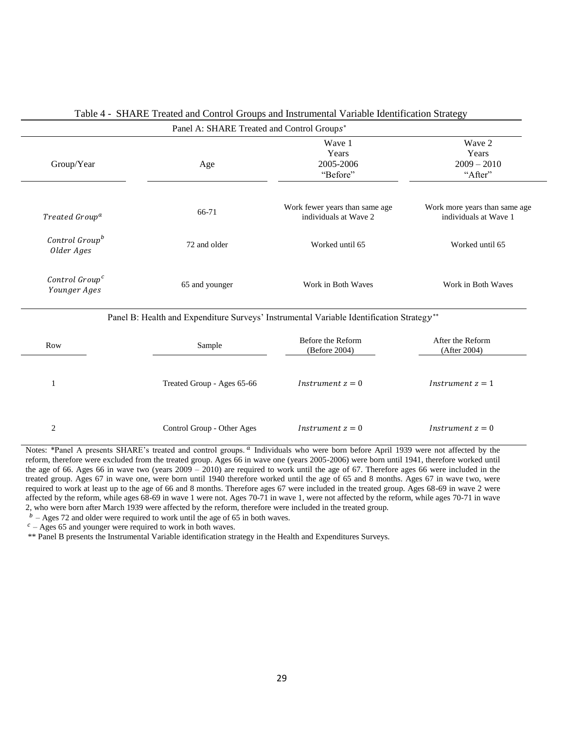Table 4 - SHARE Treated and Control Groups and Instrumental Variable Identification Strategy

Panel A: SHARE Treated and Control Groups*

| Group/Year | Age | Wave 1 Years 2005-2006 "Before" | Wave 2 Years 2009 – 2010 "After" |
|---|---|---|---|
| *Treated Group*[a] | 66-71 | Work fewer years than same age individuals at Wave 2 | Work more years than same age individuals at Wave 1 |
| *Control Group*[b] *Older Ages* | 72 and older | Worked until 65 | Worked until 65 |
| *Control Group*[c] *Younger Ages* | 65 and younger | Work in Both Waves | Work in Both Waves |

Panel B: Health and Expenditure Surveys' Instrumental Variable Identification Strategy**

| Row | Sample | Before the Reform (Before 2004) | After the Reform (After 2004) |
|---|---|---|---|
| 1 | Treated Group - Ages 65-66 | $Instrument\ z = 0$ | $Instrument\ z = 1$ |
| 2 | Control Group - Other Ages | $Instrument\ z = 0$ | $Instrument\ z = 0$ |

Notes: *Panel A presents SHARE's treated and control groups. [a] Individuals who were born before April 1939 were not affected by the reform, therefore were excluded from the treated group. Ages 66 in wave one (years 2005-2006) were born until 1941, therefore worked until the age of 66. Ages 66 in wave two (years 2009 – 2010) are required to work until the age of 67. Therefore ages 66 were included in the treated group. Ages 67 in wave one, were born until 1940 therefore worked until the age of 65 and 8 months. Ages 67 in wave two, were required to work at least up to the age of 66 and 8 months. Therefore ages 67 were included in the treated group. Ages 68-69 in wave 2 were affected by the reform, while ages 68-69 in wave 1 were not. Ages 70-71 in wave 1, were not affected by the reform, while ages 70-71 in wave 2, who were born after March 1939 were affected by the reform, therefore were included in the treated group.

[b] – Ages 72 and older were required to work until the age of 65 in both waves.

[c] – Ages 65 and younger were required to work in both waves.

** Panel B presents the Instrumental Variable identification strategy in the Health and Expenditures Surveys.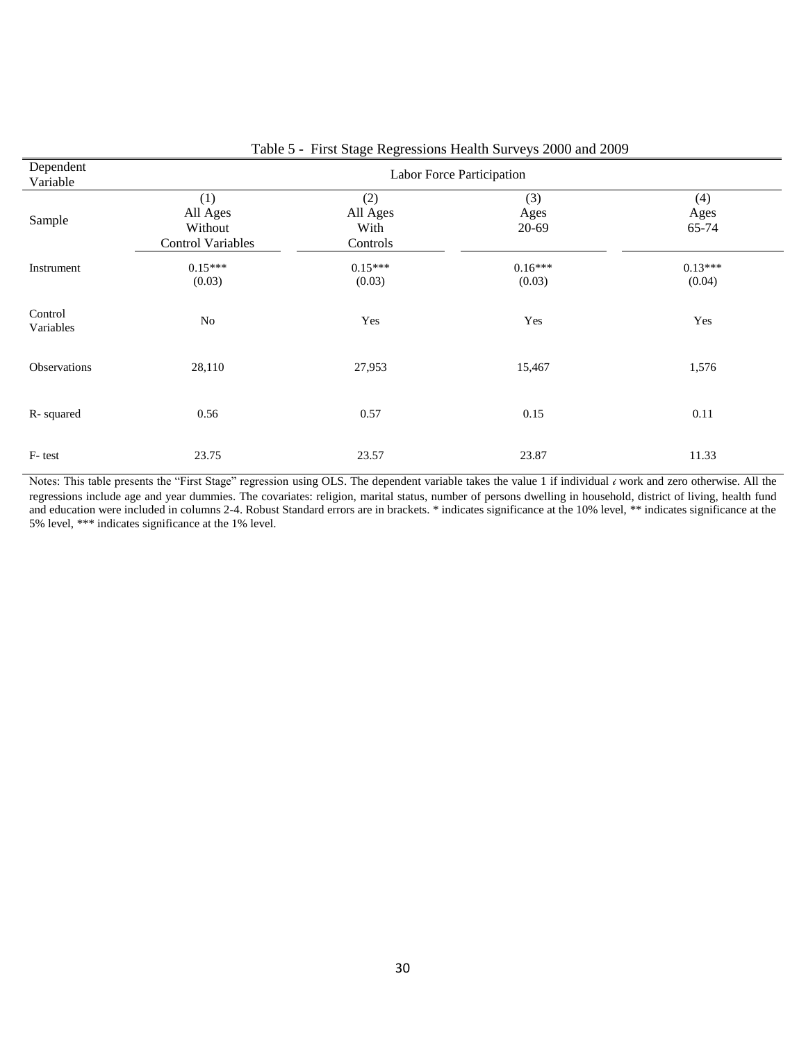Table 5 - First Stage Regressions Health Surveys 2000 and 2009

| Dependent Variable | Labor Force Participation | | | |
|---|---|---|---|---|
| Sample | (1) All Ages Without Control Variables | (2) All Ages With Controls | (3) Ages 20-69 | (4) Ages 65-74 |
| Instrument | 0.15*** (0.03) | 0.15*** (0.03) | 0.16*** (0.03) | 0.13*** (0.04) |
| Control Variables | No | Yes | Yes | Yes |
| Observations | 28,110 | 27,953 | 15,467 | 1,576 |
| R- squared | 0.56 | 0.57 | 0.15 | 0.11 |
| F- test | 23.75 | 23.57 | 23.87 | 11.33 |

Notes: This table presents the "First Stage" regression using OLS. The dependent variable takes the value 1 if individual $i$ work and zero otherwise. All the regressions include age and year dummies. The covariates: religion, marital status, number of persons dwelling in household, district of living, health fund and education were included in columns 2-4. Robust Standard errors are in brackets. * indicates significance at the 10% level, ** indicates significance at the 5% level, *** indicates significance at the 1% level.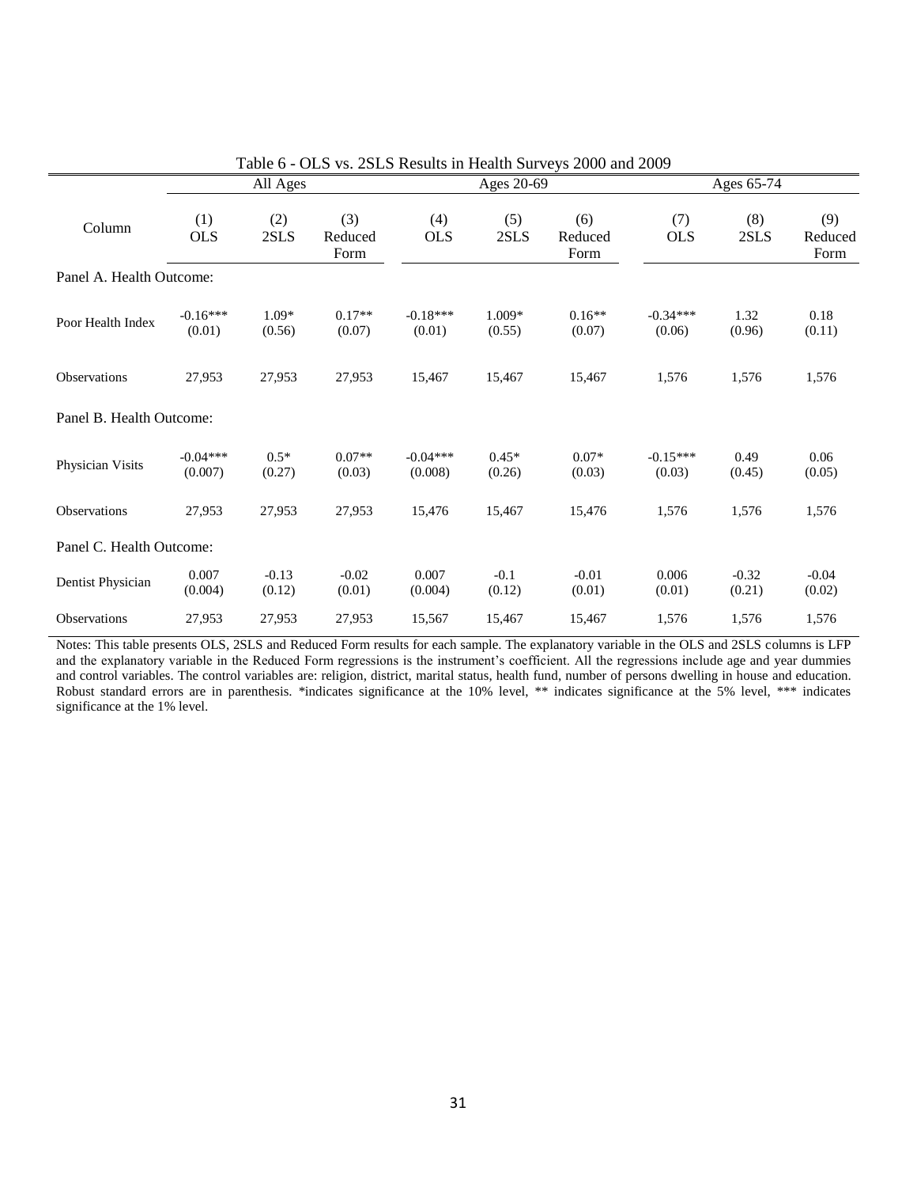Table 6 - OLS vs. 2SLS Results in Health Surveys 2000 and 2009

| | All Ages | | | Ages 20-69 | | | Ages 65-74 | | |
|---|---|---|---|---|---|---|---|---|---|
| Column | (1) OLS | (2) 2SLS | (3) Reduced Form | (4) OLS | (5) 2SLS | (6) Reduced Form | (7) OLS | (8) 2SLS | (9) Reduced Form |
| Panel A. Health Outcome: | | | | | | | | | |
| Poor Health Index | -0.16*** (0.01) | 1.09* (0.56) | 0.17** (0.07) | -0.18*** (0.01) | 1.009* (0.55) | 0.16** (0.07) | -0.34*** (0.06) | 1.32 (0.96) | 0.18 (0.11) |
| Observations | 27,953 | 27,953 | 27,953 | 15,467 | 15,467 | 15,467 | 1,576 | 1,576 | 1,576 |
| Panel B. Health Outcome: | | | | | | | | | |
| Physician Visits | -0.04*** (0.007) | 0.5* (0.27) | 0.07** (0.03) | -0.04*** (0.008) | 0.45* (0.26) | 0.07* (0.03) | -0.15*** (0.03) | 0.49 (0.45) | 0.06 (0.05) |
| Observations | 27,953 | 27,953 | 27,953 | 15,476 | 15,467 | 15,476 | 1,576 | 1,576 | 1,576 |
| Panel C. Health Outcome: | | | | | | | | | |
| Dentist Physician | 0.007 (0.004) | -0.13 (0.12) | -0.02 (0.01) | 0.007 (0.004) | -0.1 (0.12) | -0.01 (0.01) | 0.006 (0.01) | -0.32 (0.21) | -0.04 (0.02) |
| Observations | 27,953 | 27,953 | 27,953 | 15,567 | 15,467 | 15,467 | 1,576 | 1,576 | 1,576 |

Notes: This table presents OLS, 2SLS and Reduced Form results for each sample. The explanatory variable in the OLS and 2SLS columns is LFP and the explanatory variable in the Reduced Form regressions is the instrument's coefficient. All the regressions include age and year dummies and control variables. The control variables are: religion, district, marital status, health fund, number of persons dwelling in house and education. Robust standard errors are in parenthesis. *indicates significance at the 10% level, ** indicates significance at the 5% level, *** indicates significance at the 1% level.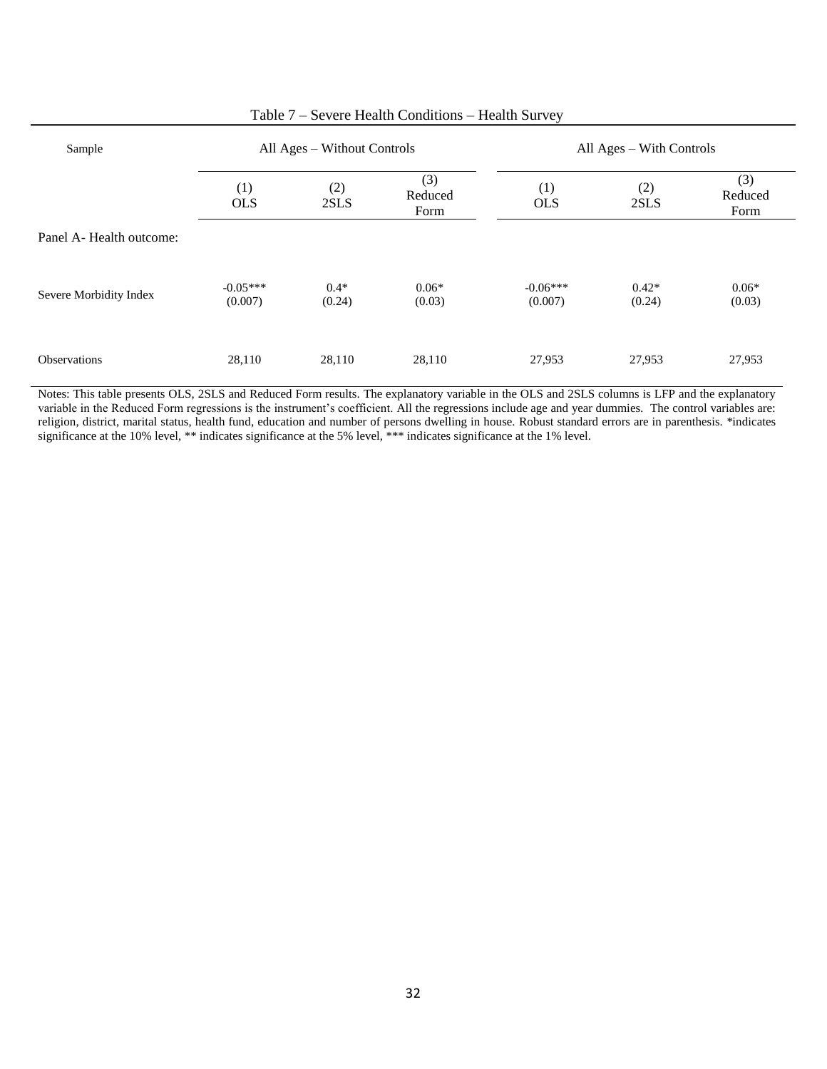Table 7 – Severe Health Conditions – Health Survey

| Sample | All Ages – Without Controls | | | All Ages – With Controls | | |
|---|---|---|---|---|---|---|
| | (1) OLS | (2) 2SLS | (3) Reduced Form | (1) OLS | (2) 2SLS | (3) Reduced Form |
| Panel A- Health outcome: | | | | | | |
| Severe Morbidity Index | -0.05*** (0.007) | 0.4* (0.24) | 0.06* (0.03) | -0.06*** (0.007) | 0.42* (0.24) | 0.06* (0.03) |
| Observations | 28,110 | 28,110 | 28,110 | 27,953 | 27,953 | 27,953 |

Notes: This table presents OLS, 2SLS and Reduced Form results. The explanatory variable in the OLS and 2SLS columns is LFP and the explanatory variable in the Reduced Form regressions is the instrument's coefficient. All the regressions include age and year dummies. The control variables are: religion, district, marital status, health fund, education and number of persons dwelling in house. Robust standard errors are in parenthesis. *indicates significance at the 10% level, ** indicates significance at the 5% level, *** indicates significance at the 1% level.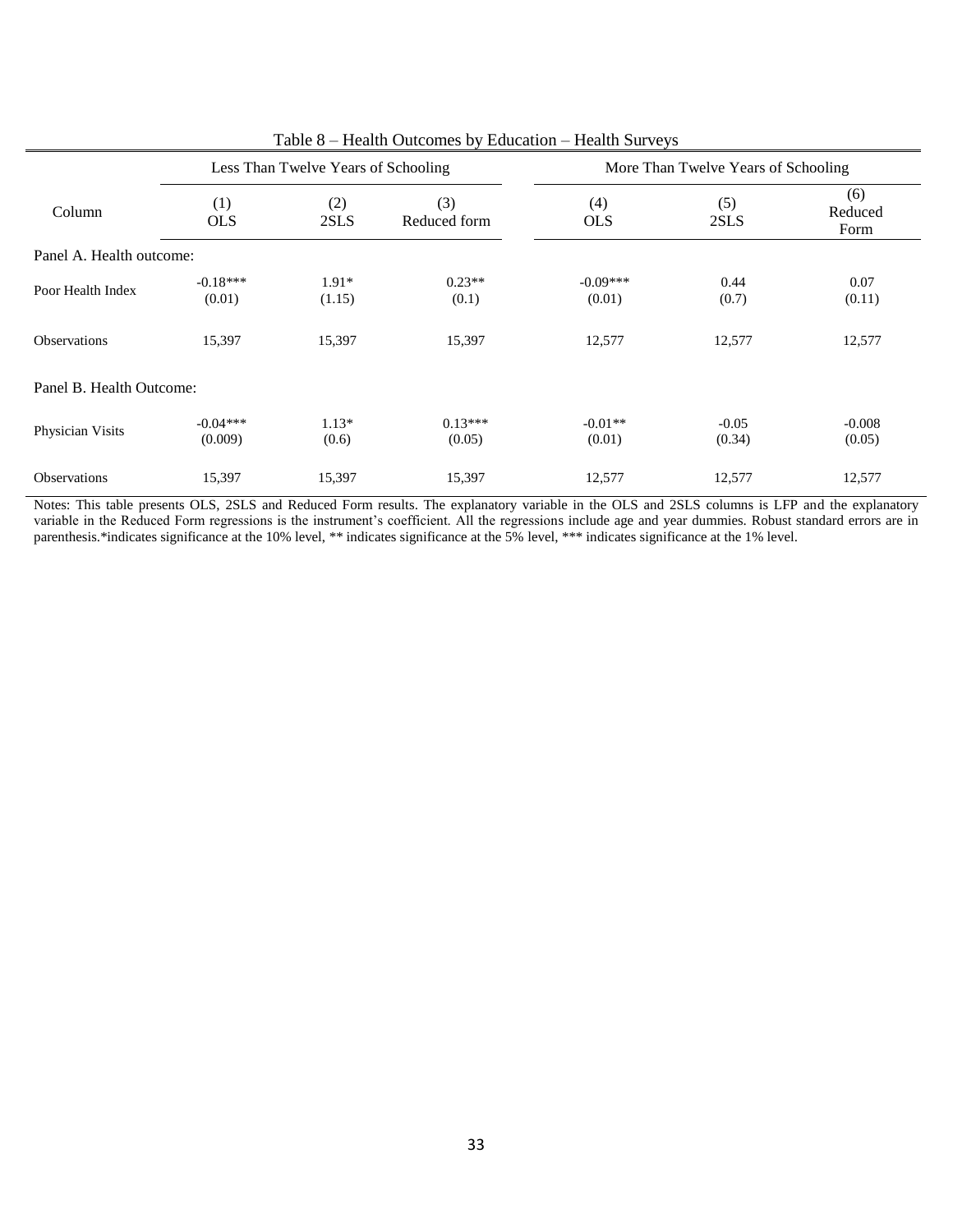Table 8 – Health Outcomes by Education – Health Surveys

| | Less Than Twelve Years of Schooling | | | More Than Twelve Years of Schooling | | |
|---|---|---|---|---|---|---|
| Column | (1) OLS | (2) 2SLS | (3) Reduced form | (4) OLS | (5) 2SLS | (6) Reduced Form |
| Panel A. Health outcome: | | | | | | |
| Poor Health Index | -0.18*** (0.01) | 1.91* (1.15) | 0.23** (0.1) | -0.09*** (0.01) | 0.44 (0.7) | 0.07 (0.11) |
| Observations | 15,397 | 15,397 | 15,397 | 12,577 | 12,577 | 12,577 |
| Panel B. Health Outcome: | | | | | | |
| Physician Visits | -0.04*** (0.009) | 1.13* (0.6) | 0.13*** (0.05) | -0.01** (0.01) | -0.05 (0.34) | -0.008 (0.05) |
| Observations | 15,397 | 15,397 | 15,397 | 12,577 | 12,577 | 12,577 |

Notes: This table presents OLS, 2SLS and Reduced Form results. The explanatory variable in the OLS and 2SLS columns is LFP and the explanatory variable in the Reduced Form regressions is the instrument's coefficient. All the regressions include age and year dummies. Robust standard errors are in parenthesis.*indicates significance at the 10% level, ** indicates significance at the 5% level, *** indicates significance at the 1% level.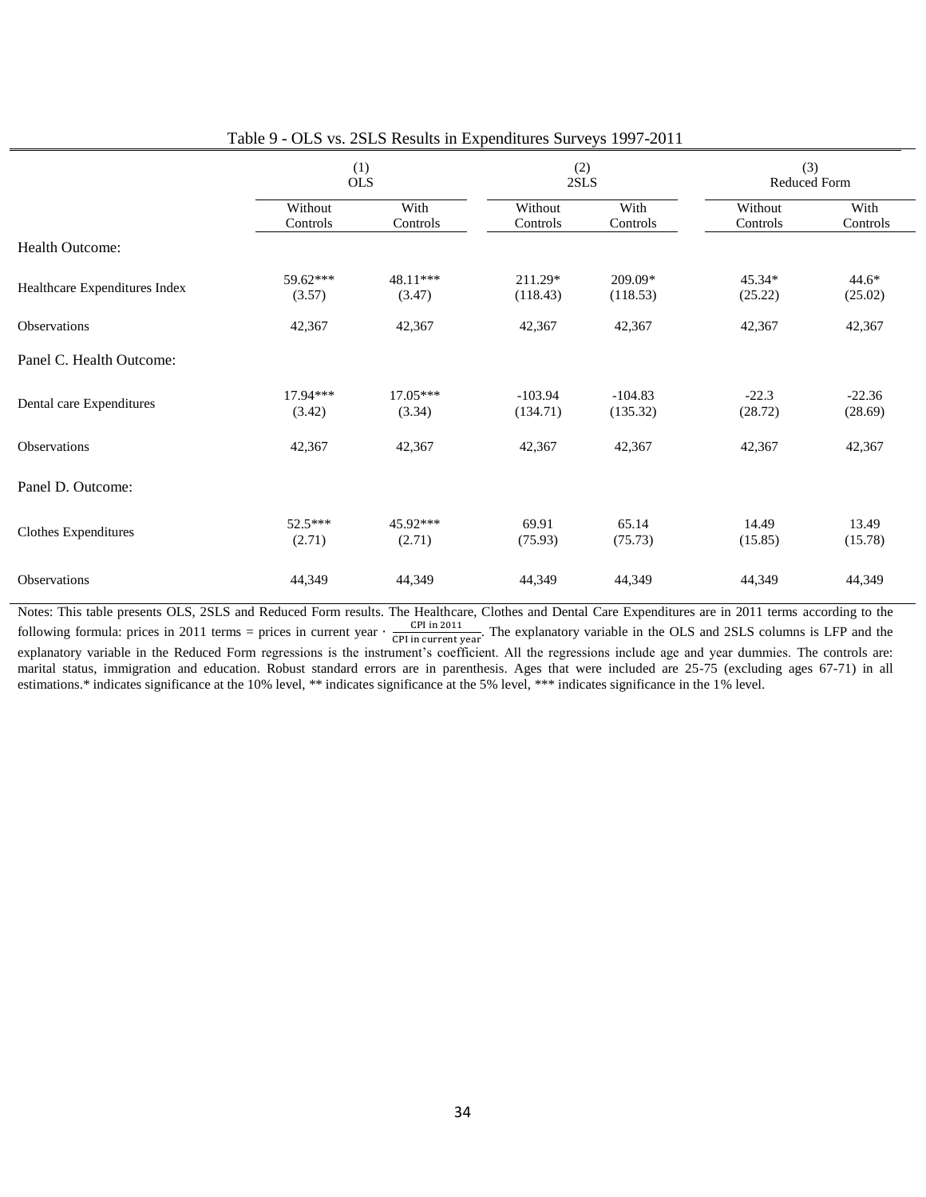Table 9 - OLS vs. 2SLS Results in Expenditures Surveys 1997-2011

| | (1) OLS | | (2) 2SLS | | (3) Reduced Form | |
|---|---|---|---|---|---|---|
| | Without Controls | With Controls | Without Controls | With Controls | Without Controls | With Controls |
| Health Outcome: | | | | | | |
| Healthcare Expenditures Index | 59.62*** | 48.11*** | 211.29* | 209.09* | 45.34* | 44.6* |
| | (3.57) | (3.47) | (118.43) | (118.53) | (25.22) | (25.02) |
| Observations | 42,367 | 42,367 | 42,367 | 42,367 | 42,367 | 42,367 |
| Panel C. Health Outcome: | | | | | | |
| Dental care Expenditures | 17.94*** | 17.05*** | -103.94 | -104.83 | -22.3 | -22.36 |
| | (3.42) | (3.34) | (134.71) | (135.32) | (28.72) | (28.69) |
| Observations | 42,367 | 42,367 | 42,367 | 42,367 | 42,367 | 42,367 |
| Panel D. Outcome: | | | | | | |
| Clothes Expenditures | 52.5*** | 45.92*** | 69.91 | 65.14 | 14.49 | 13.49 |
| | (2.71) | (2.71) | (75.93) | (75.73) | (15.85) | (15.78) |
| Observations | 44,349 | 44,349 | 44,349 | 44,349 | 44,349 | 44,349 |

Notes: This table presents OLS, 2SLS and Reduced Form results. The Healthcare, Clothes and Dental Care Expenditures are in 2011 terms according to the following formula: prices in 2011 terms = prices in current year $\cdot \frac{\text{CPI in 2011}}{\text{CPI in current year}}$. The explanatory variable in the OLS and 2SLS columns is LFP and the explanatory variable in the Reduced Form regressions is the instrument's coefficient. All the regressions include age and year dummies. The controls are: marital status, immigration and education. Robust standard errors are in parenthesis. Ages that were included are 25-75 (excluding ages 67-71) in all estimations.* indicates significance at the 10% level, ** indicates significance at the 5% level, *** indicates significance in the 1% level.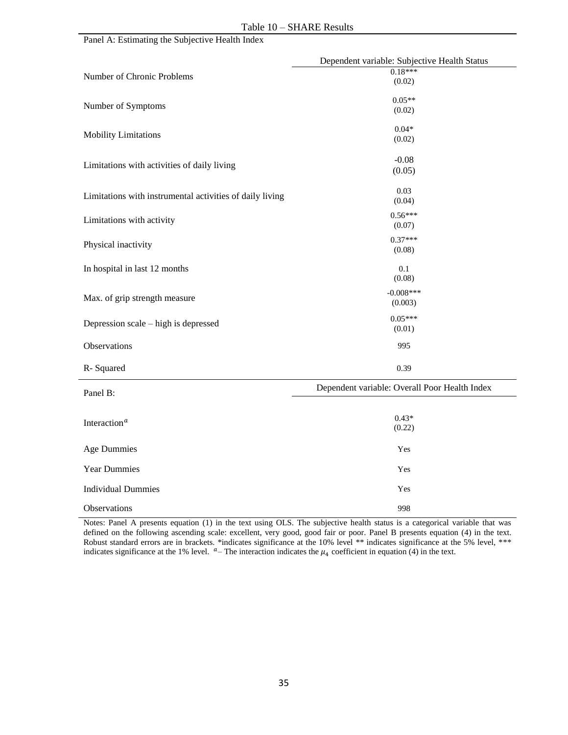Table 10 – SHARE Results

Panel A: Estimating the Subjective Health Index

| | Dependent variable: Subjective Health Status |
|---|---|
| Number of Chronic Problems | 0.18*** |
| | (0.02) |
| Number of Symptoms | 0.05** |
| | (0.02) |
| Mobility Limitations | 0.04* |
| | (0.02) |
| Limitations with activities of daily living | -0.08 |
| | (0.05) |
| Limitations with instrumental activities of daily living | 0.03 |
| | (0.04) |
| Limitations with activity | 0.56*** |
| | (0.07) |
| Physical inactivity | 0.37*** |
| | (0.08) |
| In hospital in last 12 months | 0.1 |
| | (0.08) |
| Max. of grip strength measure | -0.008*** |
| | (0.003) |
| Depression scale – high is depressed | 0.05*** |
| | (0.01) |
| Observations | 995 |
| R- Squared | 0.39 |

| Panel B: | Dependent variable: Overall Poor Health Index |
|---|---|
| Interaction[a] | 0.43* |
| | (0.22) |
| Age Dummies | Yes |
| Year Dummies | Yes |
| Individual Dummies | Yes |
| Observations | 998 |

Notes: Panel A presents equation (1) in the text using OLS. The subjective health status is a categorical variable that was defined on the following ascending scale: excellent, very good, good fair or poor. Panel B presents equation (4) in the text. Robust standard errors are in brackets. *indicates significance at the 10% level ** indicates significance at the 5% level, *** indicates significance at the 1% level. [a]– The interaction indicates the $\mu_4$ coefficient in equation (4) in the text.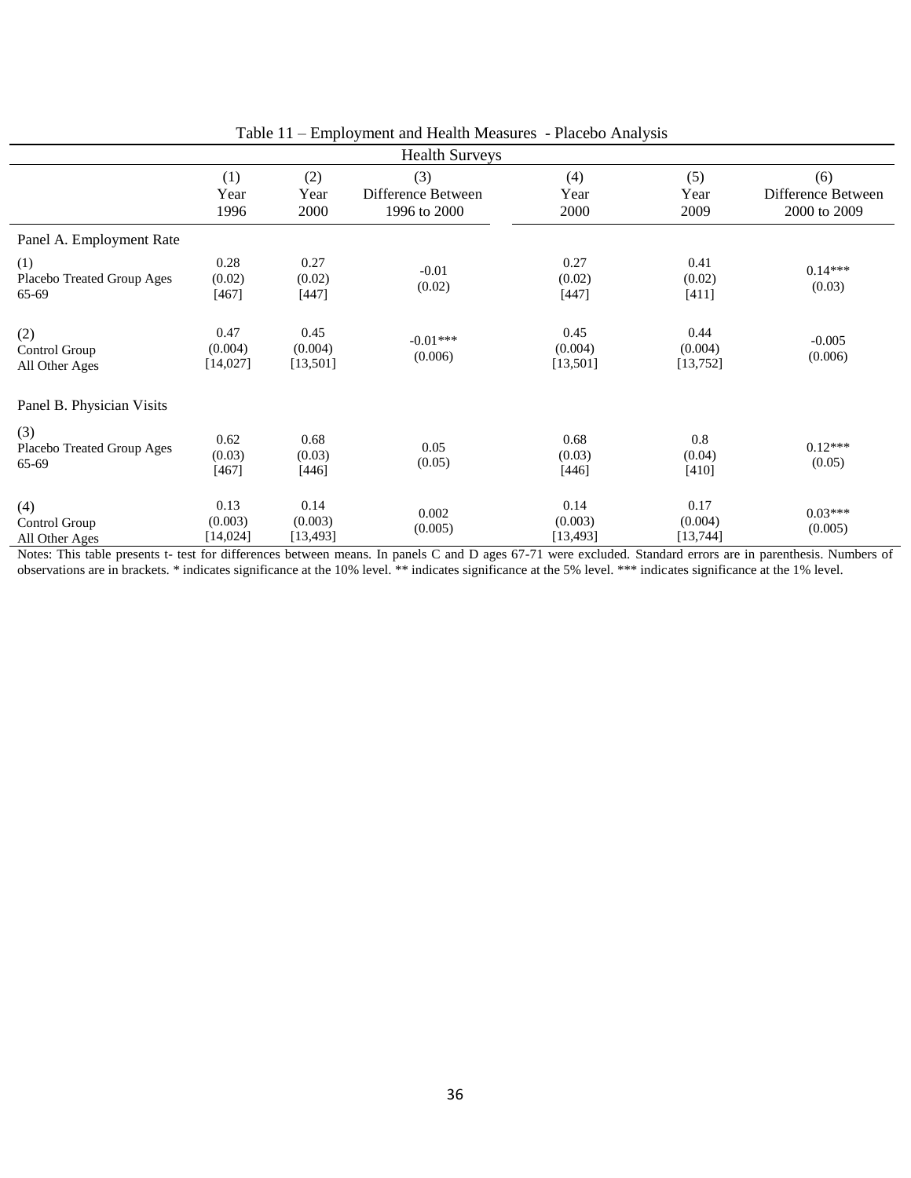Table 11 – Employment and Health Measures - Placebo Analysis

| Health Surveys | (1) Year 1996 | (2) Year 2000 | (3) Difference Between 1996 to 2000 | (4) Year 2000 | (5) Year 2009 | (6) Difference Between 2000 to 2009 |
|---|---|---|---|---|---|---|
| Panel A. Employment Rate | | | | | | |
| (1) Placebo Treated Group Ages 65-69 | 0.28 (0.02) [467] | 0.27 (0.02) [447] | -0.01 (0.02) | 0.27 (0.02) [447] | 0.41 (0.02) [411] | 0.14*** (0.03) |
| (2) Control Group All Other Ages | 0.47 (0.004) [14,027] | 0.45 (0.004) [13,501] | -0.01*** (0.006) | 0.45 (0.004) [13,501] | 0.44 (0.004) [13,752] | -0.005 (0.006) |
| Panel B. Physician Visits | | | | | | |
| (3) Placebo Treated Group Ages 65-69 | 0.62 (0.03) [467] | 0.68 (0.03) [446] | 0.05 (0.05) | 0.68 (0.03) [446] | 0.8 (0.04) [410] | 0.12*** (0.05) |
| (4) Control Group All Other Ages | 0.13 (0.003) [14,024] | 0.14 (0.003) [13,493] | 0.002 (0.005) | 0.14 (0.003) [13,493] | 0.17 (0.004) [13,744] | 0.03*** (0.005) |

Notes: This table presents t- test for differences between means. In panels C and D ages 67-71 were excluded. Standard errors are in parenthesis. Numbers of observations are in brackets. * indicates significance at the 10% level. ** indicates significance at the 5% level. *** indicates significance at the 1% level.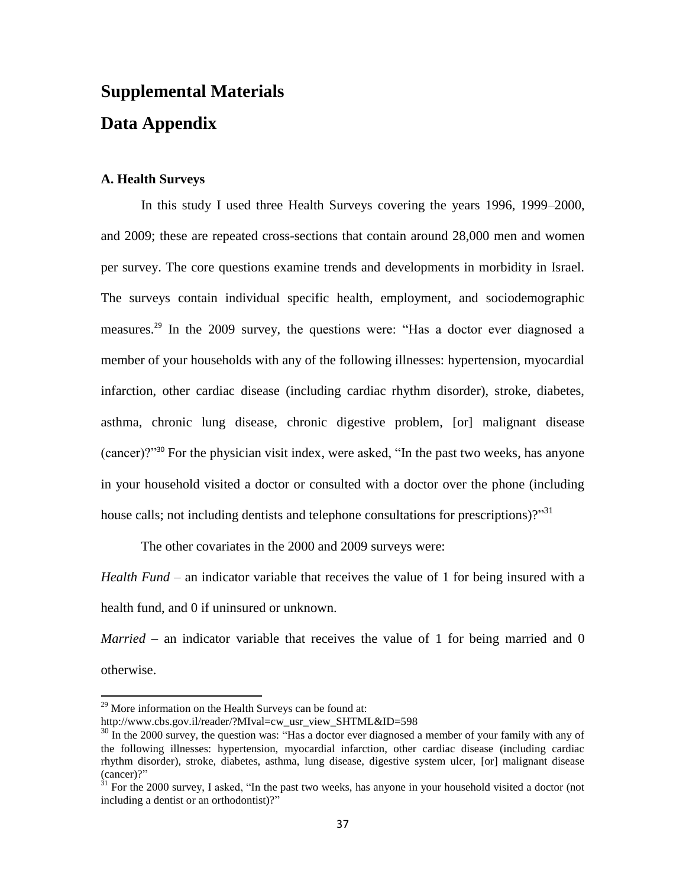# Supplemental Materials

# Data Appendix

### A. Health Surveys

In this study I used three Health Surveys covering the years 1996, 1999–2000, and 2009; these are repeated cross-sections that contain around 28,000 men and women per survey. The core questions examine trends and developments in morbidity in Israel. The surveys contain individual specific health, employment, and sociodemographic measures.[29] In the 2009 survey, the questions were: "Has a doctor ever diagnosed a member of your households with any of the following illnesses: hypertension, myocardial infarction, other cardiac disease (including cardiac rhythm disorder), stroke, diabetes, asthma, chronic lung disease, chronic digestive problem, [or] malignant disease (cancer)?"[30] For the physician visit index, were asked, "In the past two weeks, has anyone in your household visited a doctor or consulted with a doctor over the phone (including house calls; not including dentists and telephone consultations for prescriptions)?"[31]

The other covariates in the 2000 and 2009 surveys were:

*Health Fund* – an indicator variable that receives the value of 1 for being insured with a health fund, and 0 if uninsured or unknown.

*Married* – an indicator variable that receives the value of 1 for being married and 0 otherwise.

---

[29] More information on the Health Surveys can be found at: http://www.cbs.gov.il/reader/?MIval=cw_usr_view_SHTML&ID=598

[30] In the 2000 survey, the question was: "Has a doctor ever diagnosed a member of your family with any of the following illnesses: hypertension, myocardial infarction, other cardiac disease (including cardiac rhythm disorder), stroke, diabetes, asthma, lung disease, digestive system ulcer, [or] malignant disease (cancer)?"

[31] For the 2000 survey, I asked, "In the past two weeks, has anyone in your household visited a doctor (not including a dentist or an orthodontist)?"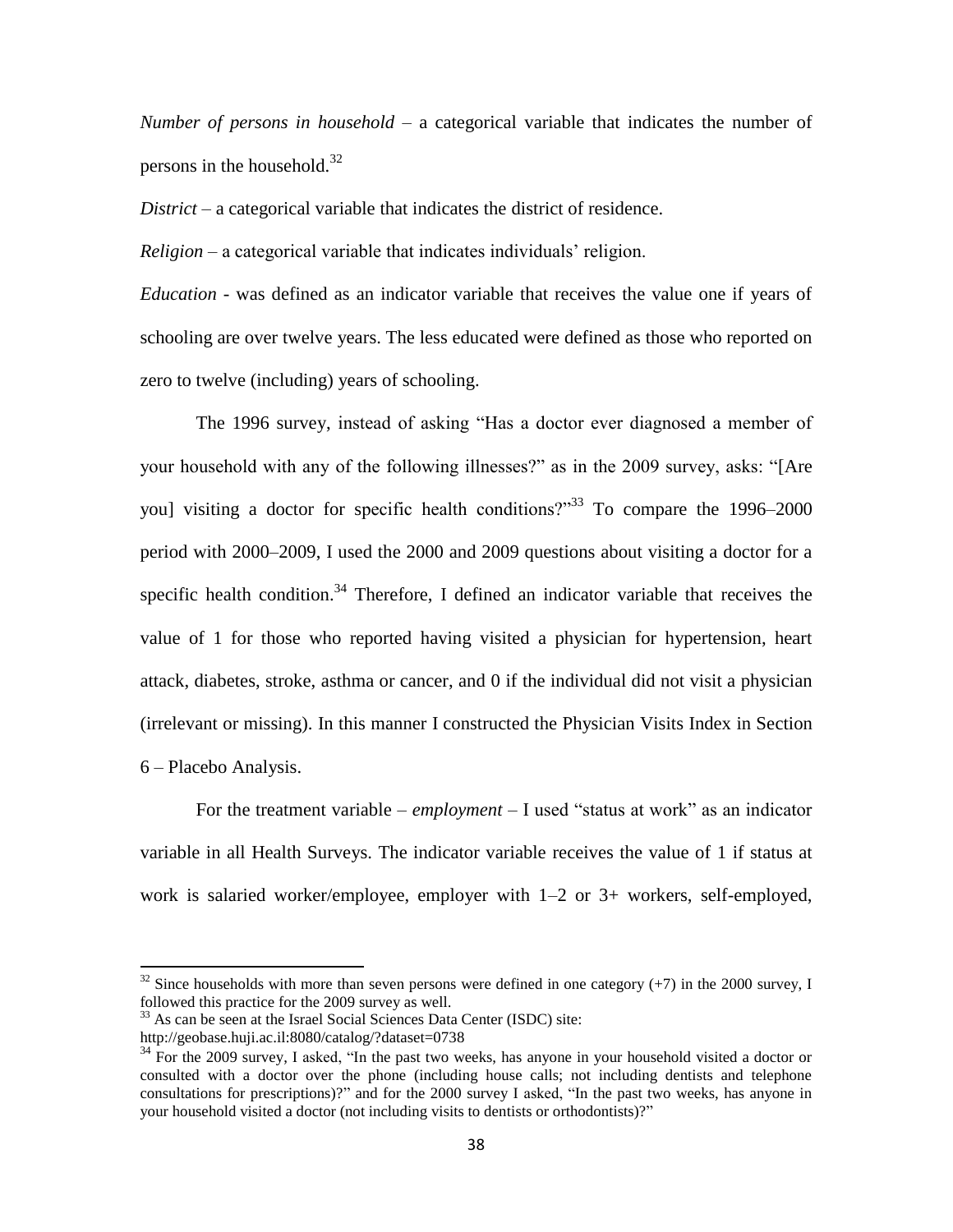*Number of persons in household* – a categorical variable that indicates the number of persons in the household.[32]

*District* – a categorical variable that indicates the district of residence.

*Religion* – a categorical variable that indicates individuals' religion.

*Education* - was defined as an indicator variable that receives the value one if years of schooling are over twelve years. The less educated were defined as those who reported on zero to twelve (including) years of schooling.

The 1996 survey, instead of asking "Has a doctor ever diagnosed a member of your household with any of the following illnesses?" as in the 2009 survey, asks: "[Are you] visiting a doctor for specific health conditions?"[33] To compare the 1996–2000 period with 2000–2009, I used the 2000 and 2009 questions about visiting a doctor for a specific health condition.[34] Therefore, I defined an indicator variable that receives the value of 1 for those who reported having visited a physician for hypertension, heart attack, diabetes, stroke, asthma or cancer, and 0 if the individual did not visit a physician (irrelevant or missing). In this manner I constructed the Physician Visits Index in Section 6 – Placebo Analysis.

For the treatment variable – *employment* – I used "status at work" as an indicator variable in all Health Surveys. The indicator variable receives the value of 1 if status at work is salaried worker/employee, employer with 1–2 or 3+ workers, self-employed,

---

[32] Since households with more than seven persons were defined in one category (+7) in the 2000 survey, I followed this practice for the 2009 survey as well.

[33] As can be seen at the Israel Social Sciences Data Center (ISDC) site: http://geobase.huji.ac.il:8080/catalog/?dataset=0738

[34] For the 2009 survey, I asked, "In the past two weeks, has anyone in your household visited a doctor or consulted with a doctor over the phone (including house calls; not including dentists and telephone consultations for prescriptions)?" and for the 2000 survey I asked, "In the past two weeks, has anyone in your household visited a doctor (not including visits to dentists or orthodontists)?"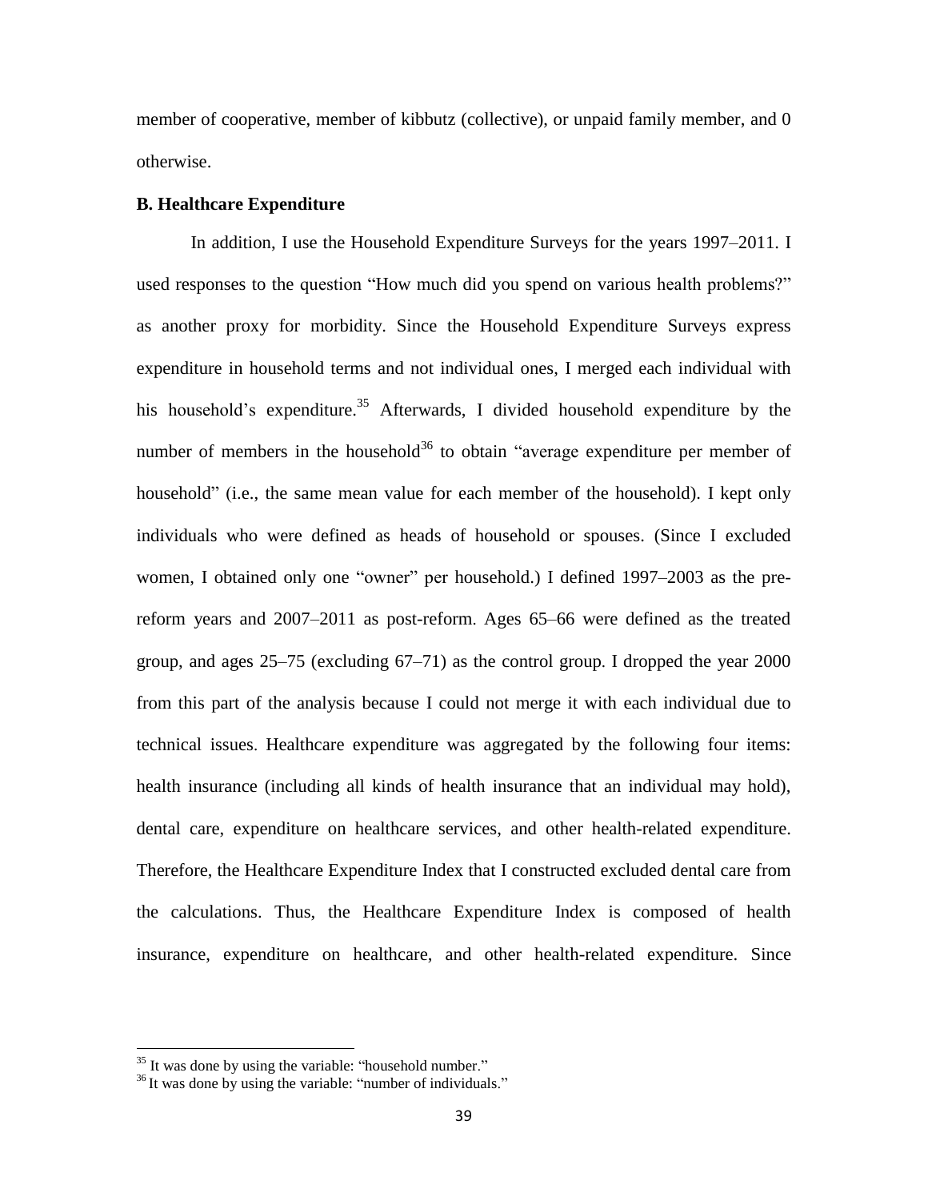member of cooperative, member of kibbutz (collective), or unpaid family member, and 0 otherwise.

**B. Healthcare Expenditure**

In addition, I use the Household Expenditure Surveys for the years 1997–2011. I used responses to the question "How much did you spend on various health problems?" as another proxy for morbidity. Since the Household Expenditure Surveys express expenditure in household terms and not individual ones, I merged each individual with his household's expenditure.[35] Afterwards, I divided household expenditure by the number of members in the household[36] to obtain "average expenditure per member of household" (i.e., the same mean value for each member of the household). I kept only individuals who were defined as heads of household or spouses. (Since I excluded women, I obtained only one "owner" per household.) I defined 1997–2003 as the pre-reform years and 2007–2011 as post-reform. Ages 65–66 were defined as the treated group, and ages 25–75 (excluding 67–71) as the control group. I dropped the year 2000 from this part of the analysis because I could not merge it with each individual due to technical issues. Healthcare expenditure was aggregated by the following four items: health insurance (including all kinds of health insurance that an individual may hold), dental care, expenditure on healthcare services, and other health-related expenditure. Therefore, the Healthcare Expenditure Index that I constructed excluded dental care from the calculations. Thus, the Healthcare Expenditure Index is composed of health insurance, expenditure on healthcare, and other health-related expenditure. Since

[35] It was done by using the variable: "household number."

[36] It was done by using the variable: "number of individuals."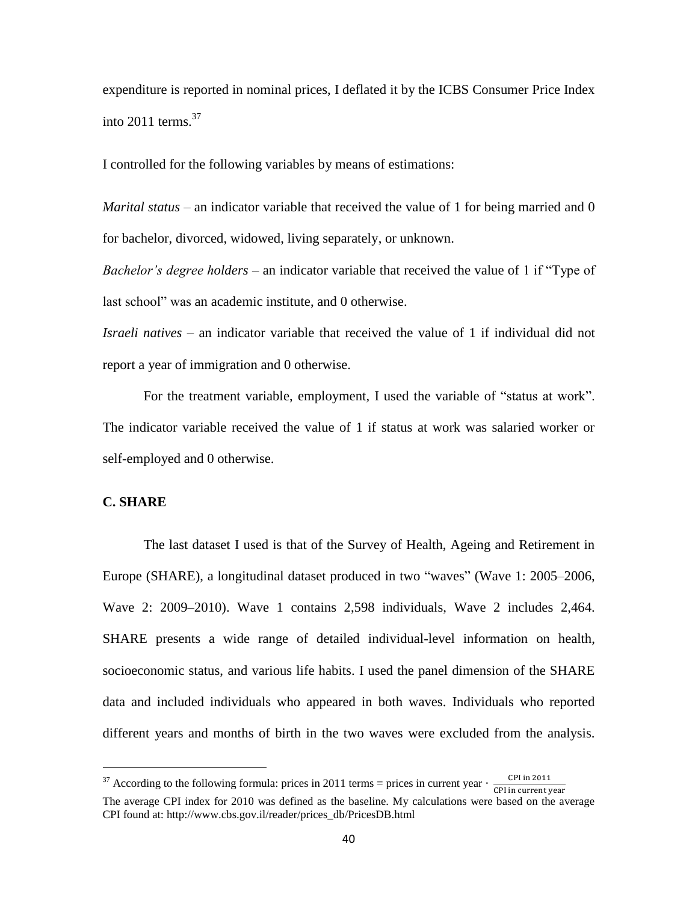expenditure is reported in nominal prices, I deflated it by the ICBS Consumer Price Index into 2011 terms.[37]

I controlled for the following variables by means of estimations:

*Marital status* – an indicator variable that received the value of 1 for being married and 0 for bachelor, divorced, widowed, living separately, or unknown.

*Bachelor's degree holders* – an indicator variable that received the value of 1 if "Type of last school" was an academic institute, and 0 otherwise.

*Israeli natives* – an indicator variable that received the value of 1 if individual did not report a year of immigration and 0 otherwise.

For the treatment variable, employment, I used the variable of "status at work". The indicator variable received the value of 1 if status at work was salaried worker or self-employed and 0 otherwise.

### C. SHARE

The last dataset I used is that of the Survey of Health, Ageing and Retirement in Europe (SHARE), a longitudinal dataset produced in two "waves" (Wave 1: 2005–2006, Wave 2: 2009–2010). Wave 1 contains 2,598 individuals, Wave 2 includes 2,464. SHARE presents a wide range of detailed individual-level information on health, socioeconomic status, and various life habits. I used the panel dimension of the SHARE data and included individuals who appeared in both waves. Individuals who reported different years and months of birth in the two waves were excluded from the analysis.

---

[37] According to the following formula: prices in 2011 terms = prices in current year $\cdot \frac{\text{CPI in 2011}}{\text{CPI in current year}}$

The average CPI index for 2010 was defined as the baseline. My calculations were based on the average CPI found at: http://www.cbs.gov.il/reader/prices_db/PricesDB.html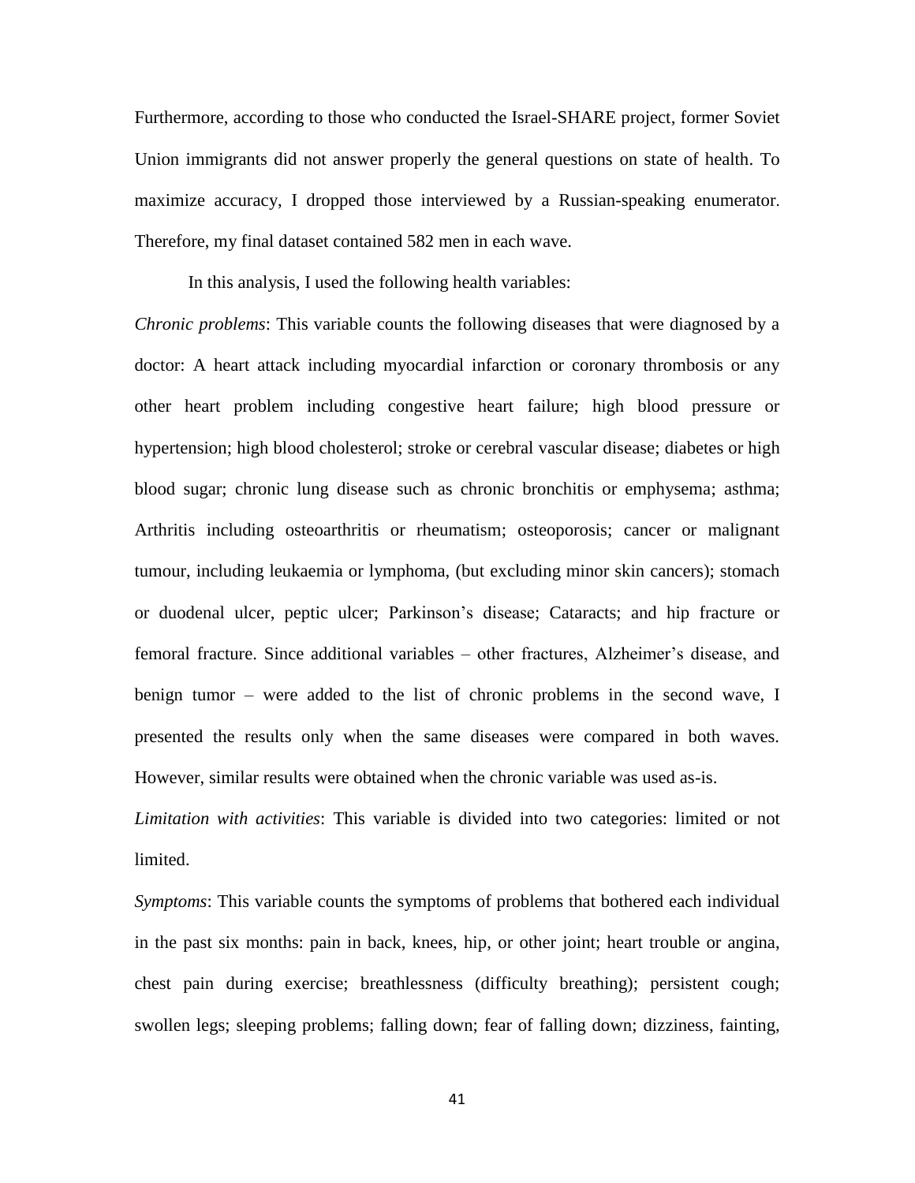Furthermore, according to those who conducted the Israel-SHARE project, former Soviet Union immigrants did not answer properly the general questions on state of health. To maximize accuracy, I dropped those interviewed by a Russian-speaking enumerator. Therefore, my final dataset contained 582 men in each wave.

In this analysis, I used the following health variables:

*Chronic problems*: This variable counts the following diseases that were diagnosed by a doctor: A heart attack including myocardial infarction or coronary thrombosis or any other heart problem including congestive heart failure; high blood pressure or hypertension; high blood cholesterol; stroke or cerebral vascular disease; diabetes or high blood sugar; chronic lung disease such as chronic bronchitis or emphysema; asthma; Arthritis including osteoarthritis or rheumatism; osteoporosis; cancer or malignant tumour, including leukaemia or lymphoma, (but excluding minor skin cancers); stomach or duodenal ulcer, peptic ulcer; Parkinson's disease; Cataracts; and hip fracture or femoral fracture. Since additional variables – other fractures, Alzheimer's disease, and benign tumor – were added to the list of chronic problems in the second wave, I presented the results only when the same diseases were compared in both waves. However, similar results were obtained when the chronic variable was used as-is.

*Limitation with activities*: This variable is divided into two categories: limited or not limited.

*Symptoms*: This variable counts the symptoms of problems that bothered each individual in the past six months: pain in back, knees, hip, or other joint; heart trouble or angina, chest pain during exercise; breathlessness (difficulty breathing); persistent cough; swollen legs; sleeping problems; falling down; fear of falling down; dizziness, fainting,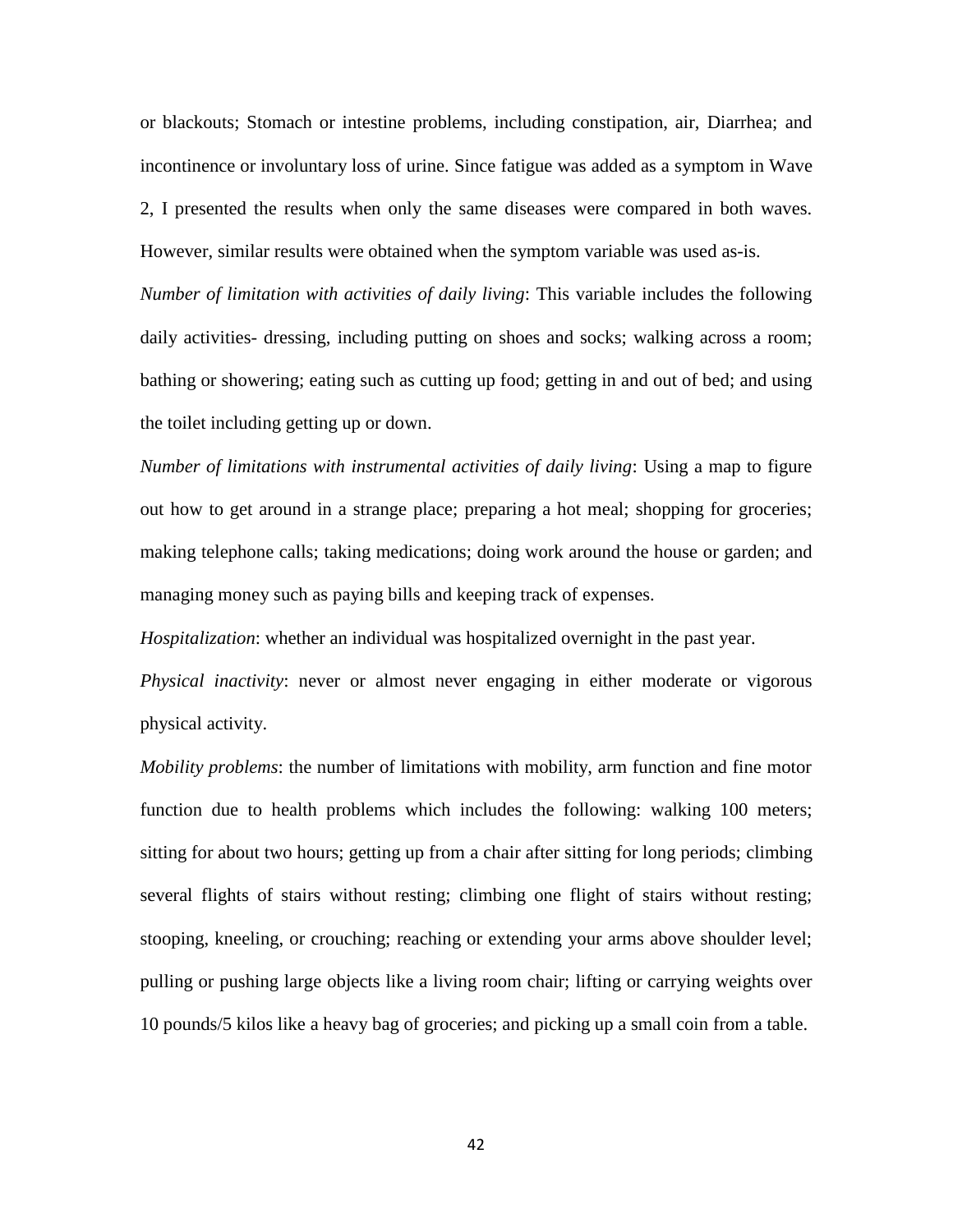or blackouts; Stomach or intestine problems, including constipation, air, Diarrhea; and incontinence or involuntary loss of urine. Since fatigue was added as a symptom in Wave 2, I presented the results when only the same diseases were compared in both waves. However, similar results were obtained when the symptom variable was used as-is.

*Number of limitation with activities of daily living*: This variable includes the following daily activities- dressing, including putting on shoes and socks; walking across a room; bathing or showering; eating such as cutting up food; getting in and out of bed; and using the toilet including getting up or down.

*Number of limitations with instrumental activities of daily living*: Using a map to figure out how to get around in a strange place; preparing a hot meal; shopping for groceries; making telephone calls; taking medications; doing work around the house or garden; and managing money such as paying bills and keeping track of expenses.

*Hospitalization*: whether an individual was hospitalized overnight in the past year.

*Physical inactivity*: never or almost never engaging in either moderate or vigorous physical activity.

*Mobility problems*: the number of limitations with mobility, arm function and fine motor function due to health problems which includes the following: walking 100 meters; sitting for about two hours; getting up from a chair after sitting for long periods; climbing several flights of stairs without resting; climbing one flight of stairs without resting; stooping, kneeling, or crouching; reaching or extending your arms above shoulder level; pulling or pushing large objects like a living room chair; lifting or carrying weights over 10 pounds/5 kilos like a heavy bag of groceries; and picking up a small coin from a table.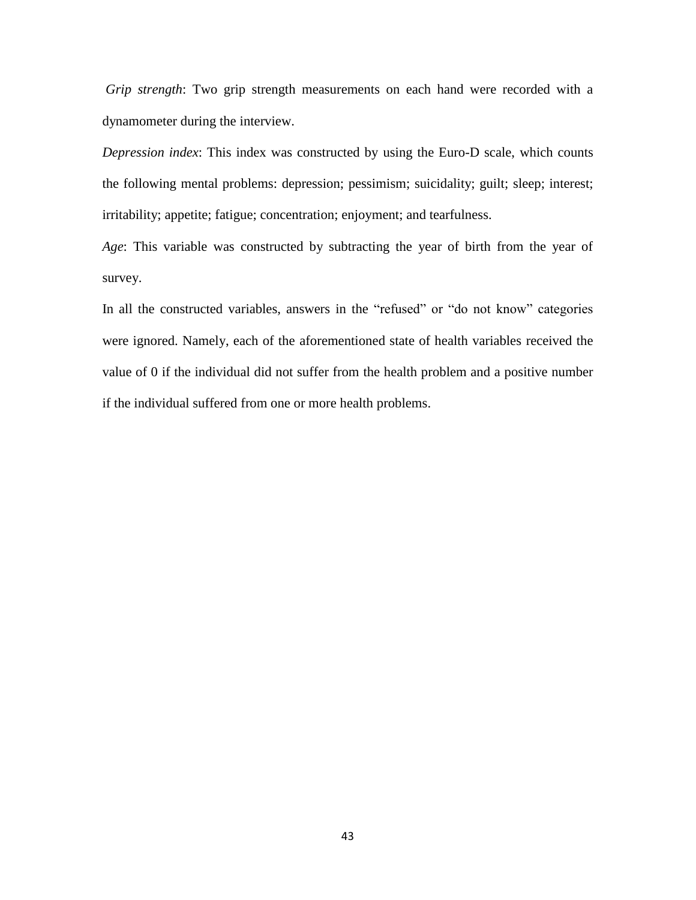*Grip strength*: Two grip strength measurements on each hand were recorded with a dynamometer during the interview.

*Depression index*: This index was constructed by using the Euro-D scale, which counts the following mental problems: depression; pessimism; suicidality; guilt; sleep; interest; irritability; appetite; fatigue; concentration; enjoyment; and tearfulness.

*Age*: This variable was constructed by subtracting the year of birth from the year of survey.

In all the constructed variables, answers in the "refused" or "do not know" categories were ignored. Namely, each of the aforementioned state of health variables received the value of 0 if the individual did not suffer from the health problem and a positive number if the individual suffered from one or more health problems.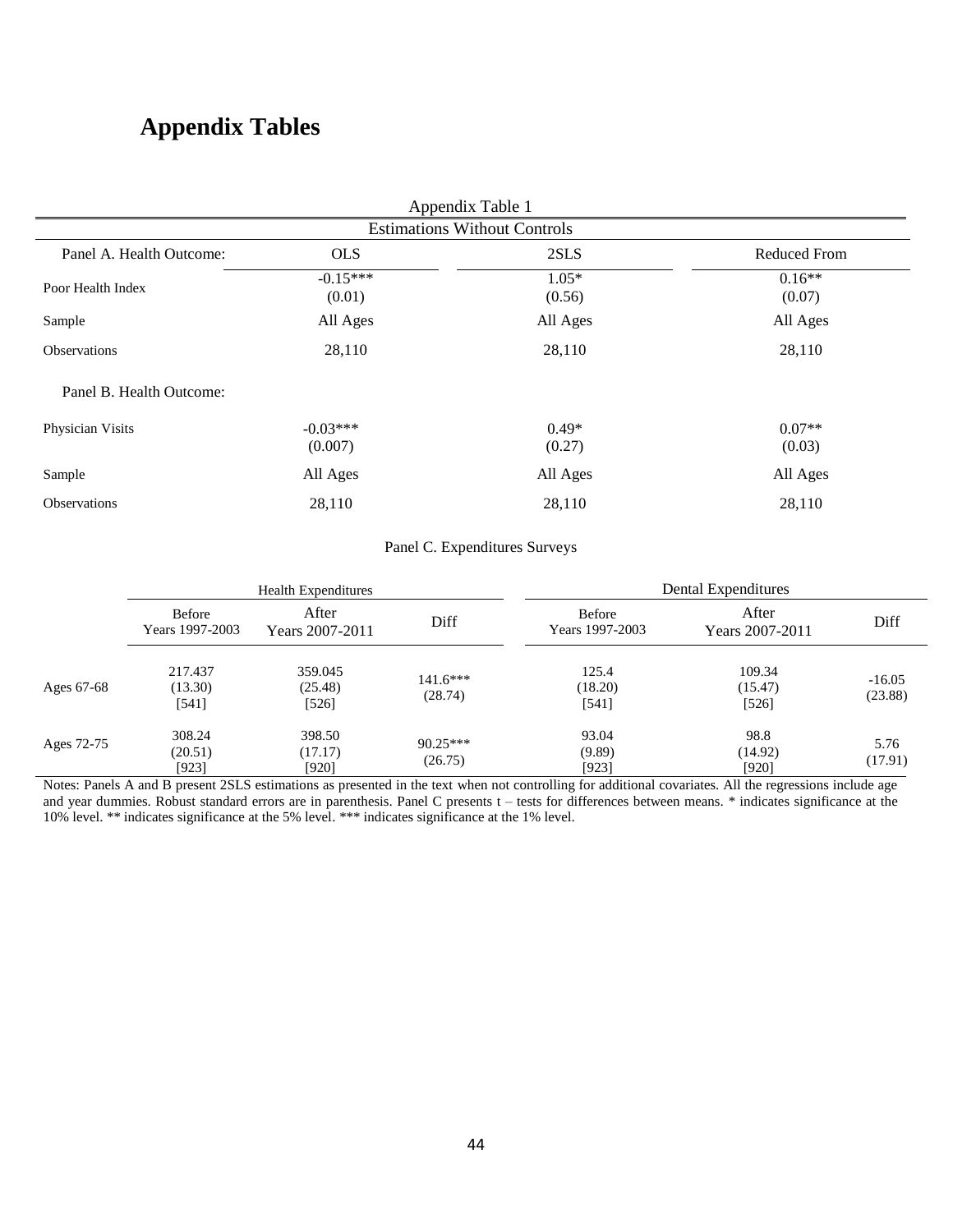# Appendix Tables

Appendix Table 1

Estimations Without Controls

| Panel A. Health Outcome: | OLS | 2SLS | Reduced From |
|---|---|---|---|
| Poor Health Index | -0.15***<br>(0.01) | 1.05*<br>(0.56) | 0.16**<br>(0.07) |
| Sample | All Ages | All Ages | All Ages |
| Observations | 28,110 | 28,110 | 28,110 |
| **Panel B. Health Outcome:** | | | |
| Physician Visits | -0.03***<br>(0.007) | 0.49*<br>(0.27) | 0.07**<br>(0.03) |
| Sample | All Ages | All Ages | All Ages |
| Observations | 28,110 | 28,110 | 28,110 |

Panel C. Expenditures Surveys

| | Health Expenditures | | | Dental Expenditures | | |
|---|---|---|---|---|---|---|
| | Before<br>Years 1997-2003 | After<br>Years 2007-2011 | Diff | Before<br>Years 1997-2003 | After<br>Years 2007-2011 | Diff |
| Ages 67-68 | 217.437<br>(13.30)<br>[541] | 359.045<br>(25.48)<br>[526] | 141.6***<br>(28.74) | 125.4<br>(18.20)<br>[541] | 109.34<br>(15.47)<br>[526] | -16.05<br>(23.88) |
| Ages 72-75 | 308.24<br>(20.51)<br>[923] | 398.50<br>(17.17)<br>[920] | 90.25***<br>(26.75) | 93.04<br>(9.89)<br>[923] | 98.8<br>(14.92)<br>[920] | 5.76<br>(17.91) |

Notes: Panels A and B present 2SLS estimations as presented in the text when not controlling for additional covariates. All the regressions include age and year dummies. Robust standard errors are in parenthesis. Panel C presents t – tests for differences between means. * indicates significance at the 10% level. ** indicates significance at the 5% level. *** indicates significance at the 1% level.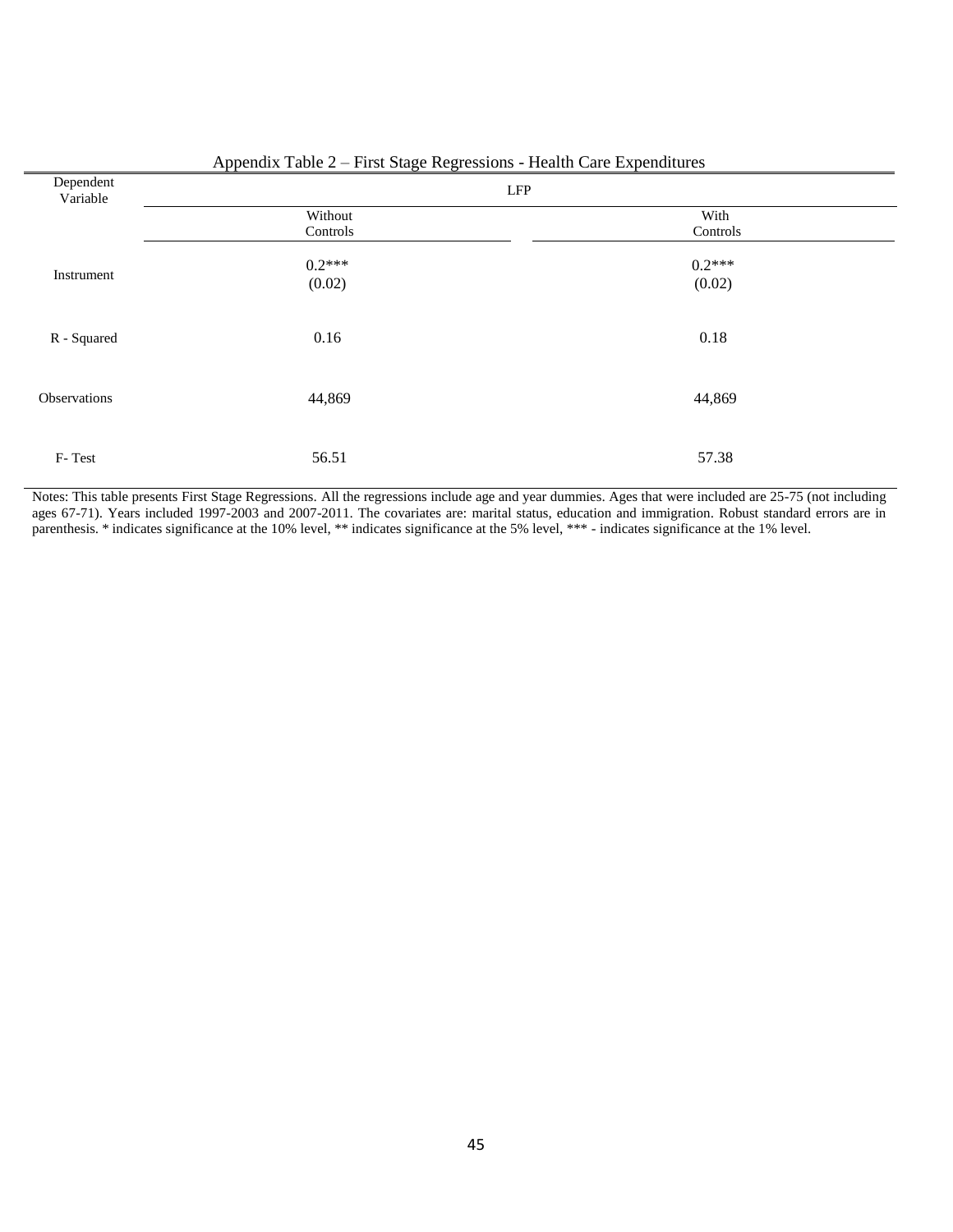Appendix Table 2 – First Stage Regressions - Health Care Expenditures

| Dependent Variable | LFP | |
|---|---|---|
| | Without Controls | With Controls |
| Instrument | 0.2***<br>(0.02) | 0.2***<br>(0.02) |
| R - Squared | 0.16 | 0.18 |
| Observations | 44,869 | 44,869 |
| F- Test | 56.51 | 57.38 |

Notes: This table presents First Stage Regressions. All the regressions include age and year dummies. Ages that were included are 25-75 (not including ages 67-71). Years included 1997-2003 and 2007-2011. The covariates are: marital status, education and immigration. Robust standard errors are in parenthesis. * indicates significance at the 10% level, ** indicates significance at the 5% level, *** - indicates significance at the 1% level.